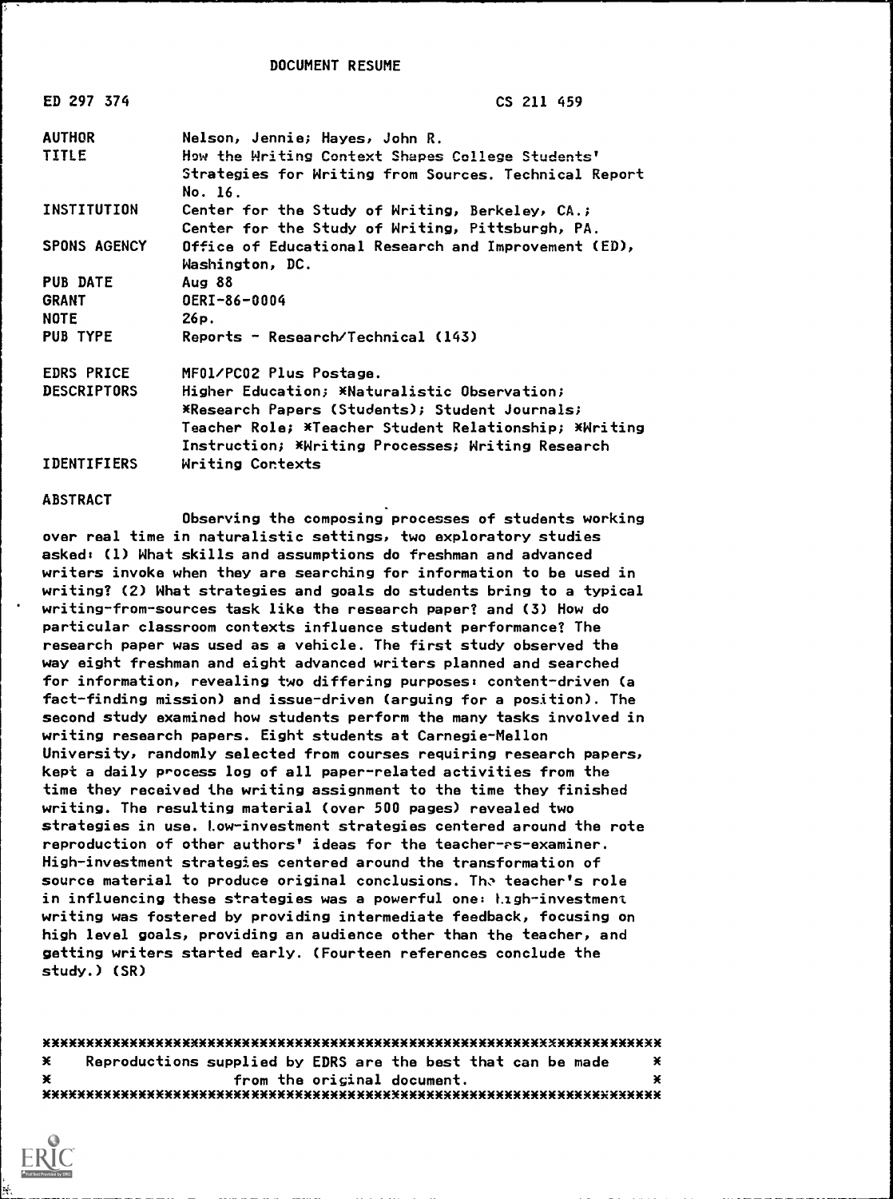# DOCUMENT RESUME

| | |
|---|---|
| ED 297 374 | CS 211 459 |
| AUTHOR | Nelson, Jennie; Hayes, John R. |
| TITLE | How the Writing Context Shapes College Students' Strategies for Writing from Sources. Technical Report No. 16. |
| INSTITUTION | Center for the Study of Writing, Berkeley, CA.; Center for the Study of Writing, Pittsburgh, PA. |
| SPONS AGENCY | Office of Educational Research and Improvement (ED), Washington, DC. |
| PUB DATE | Aug 88 |
| GRANT | OERI-86-0004 |
| NOTE | 26p. |
| PUB TYPE | Reports - Research/Technical (143) |
| EDRS PRICE | MF01/PC02 Plus Postage. |
| DESCRIPTORS | Higher Education; *Naturalistic Observation; *Research Papers (Students); Student Journals; Teacher Role; *Teacher Student Relationship; *Writing Instruction; *Writing Processes; Writing Research |
| IDENTIFIERS | Writing Contexts |

## ABSTRACT

Observing the composing processes of students working over real time in naturalistic settings, two exploratory studies asked: (1) What skills and assumptions do freshman and advanced writers invoke when they are searching for information to be used in writing? (2) What strategies and goals do students bring to a typical writing-from-sources task like the research paper? and (3) How do particular classroom contexts influence student performance? The research paper was used as a vehicle. The first study observed the way eight freshman and eight advanced writers planned and searched for information, revealing two differing purposes: content-driven (a fact-finding mission) and issue-driven (arguing for a position). The second study examined how students perform the many tasks involved in writing research papers. Eight students at Carnegie-Mellon University, randomly selected from courses requiring research papers, kept a daily process log of all paper-related activities from the time they received the writing assignment to the time they finished writing. The resulting material (over 500 pages) revealed two strategies in use. Low-investment strategies centered around the rote reproduction of other authors' ideas for the teacher-as-examiner. High-investment strategies centered around the transformation of source material to produce original conclusions. The teacher's role in influencing these strategies was a powerful one: high-investment writing was fostered by providing intermediate feedback, focusing on high level goals, providing an audience other than the teacher, and getting writers started early. (Fourteen references conclude the study.) (SR)

***********************************************************************
* Reproductions supplied by EDRS are the best that can be made *
* from the original document. *
***********************************************************************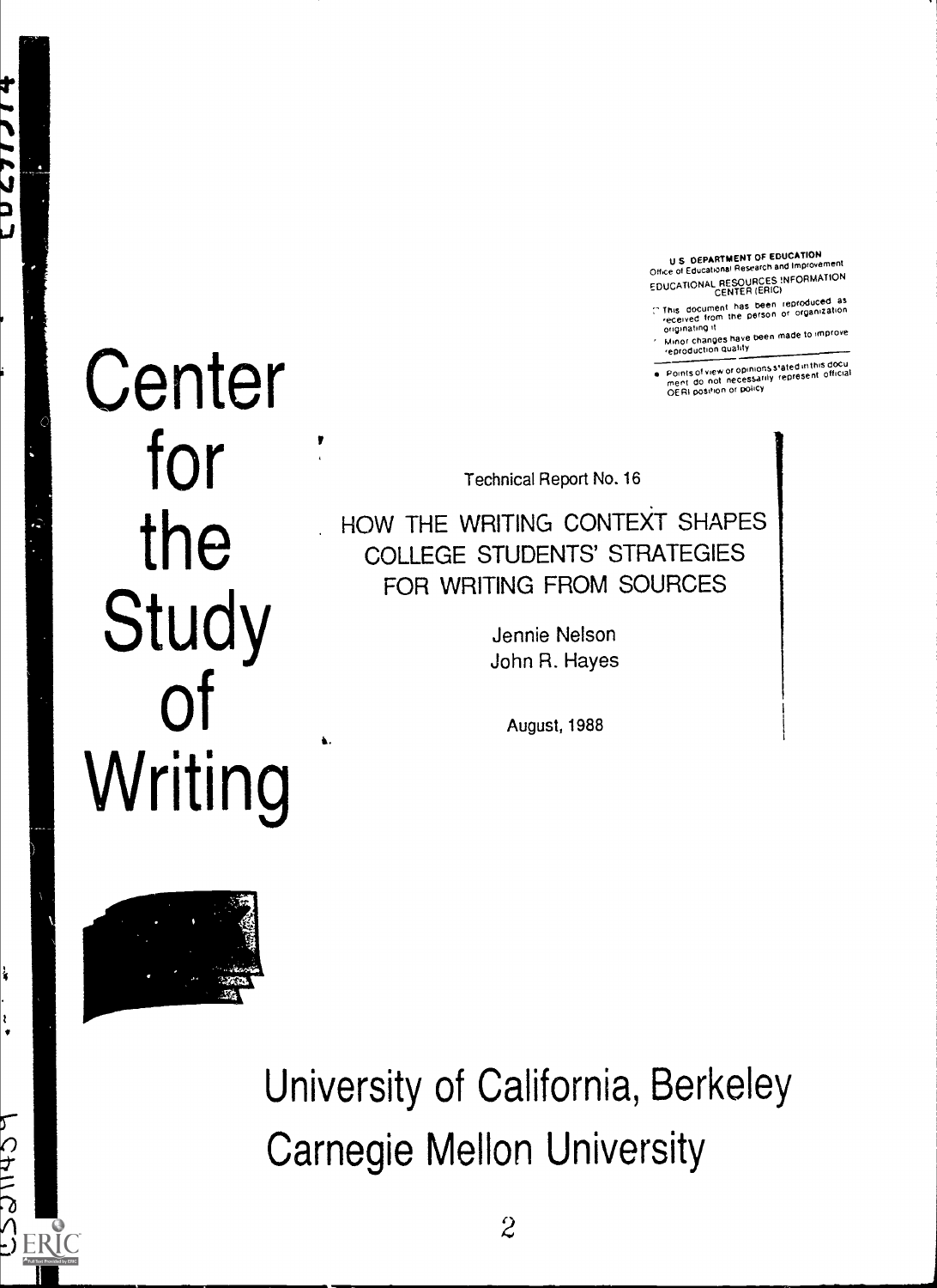U S DEPARTMENT OF EDUCATION
Office of Educational Research and Improvement
EDUCATIONAL RESOURCES INFORMATION CENTER (ERIC)

- This document has been reproduced as received from the person or organization originating it
- Minor changes have been made to improve reproduction quality
- Points of view or opinions stated in this document do not necessarily represent official OERI position or policy

# Center for the Study of Writing

Technical Report No. 16

## HOW THE WRITING CONTEXT SHAPES COLLEGE STUDENTS' STRATEGIES FOR WRITING FROM SOURCES

Jennie Nelson
John R. Hayes

August, 1988

University of California, Berkeley
Carnegie Mellon University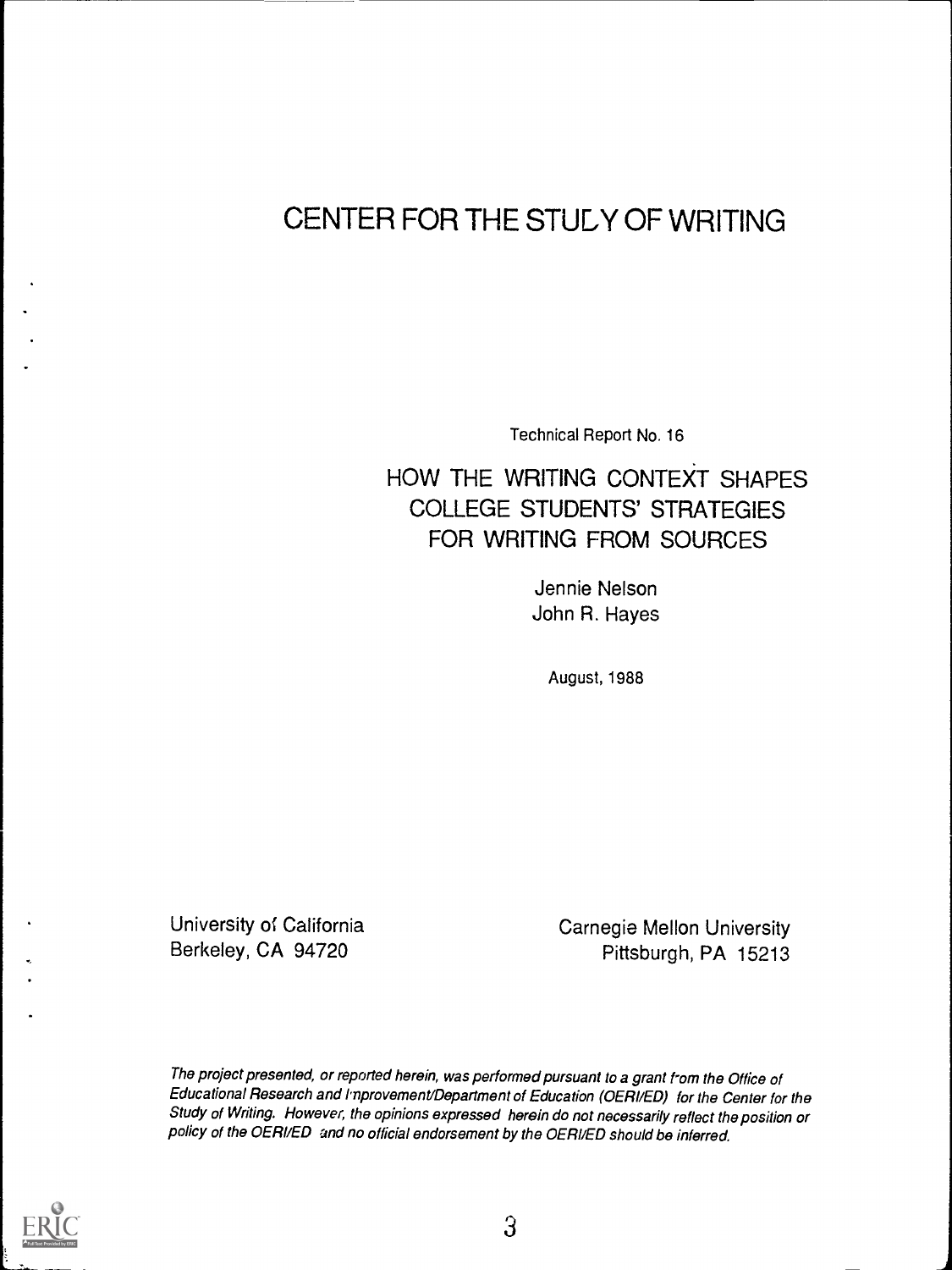# CENTER FOR THE STUDY OF WRITING

Technical Report No. 16

## HOW THE WRITING CONTEXT SHAPES COLLEGE STUDENTS' STRATEGIES FOR WRITING FROM SOURCES

Jennie Nelson
John R. Hayes

August, 1988

University of California
Berkeley, CA 94720

Carnegie Mellon University
Pittsburgh, PA 15213

*The project presented, or reported herein, was performed pursuant to a grant from the Office of Educational Research and Improvement/Department of Education (OERI/ED) for the Center for the Study of Writing. However, the opinions expressed herein do not necessarily reflect the position or policy of the OERI/ED and no official endorsement by the OERI/ED should be inferred.*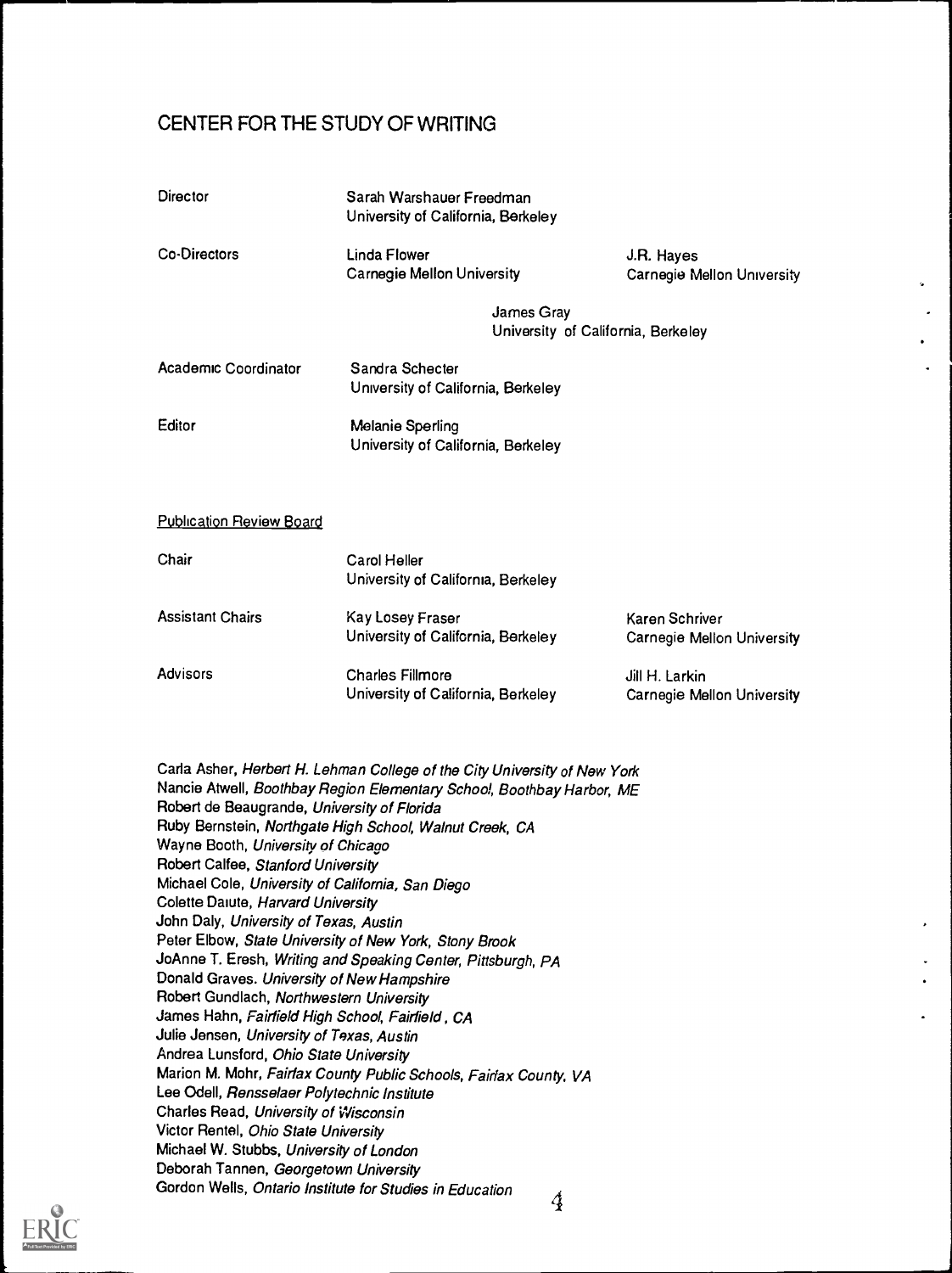# CENTER FOR THE STUDY OF WRITING

| | | |
|---|---|---|
| Director | Sarah Warshauer Freedman<br>University of California, Berkeley | |
| Co-Directors | Linda Flower<br>Carnegie Mellon University | J.R. Hayes<br>Carnegie Mellon University |
| | James Gray<br>University of California, Berkeley | |
| Academic Coordinator | Sandra Schecter<br>University of California, Berkeley | |
| Editor | Melanie Sperling<br>University of California, Berkeley | |

Publication Review Board

| | | |
|---|---|---|
| Chair | Carol Heller<br>University of California, Berkeley | |
| Assistant Chairs | Kay Losey Fraser<br>University of California, Berkeley | Karen Schriver<br>Carnegie Mellon University |
| Advisors | Charles Fillmore<br>University of California, Berkeley | Jill H. Larkin<br>Carnegie Mellon University |

Carla Asher, *Herbert H. Lehman College of the City University of New York*
Nancie Atwell, *Boothbay Region Elementary School, Boothbay Harbor, ME*
Robert de Beaugrande, *University of Florida*
Ruby Bernstein, *Northgate High School, Walnut Creek, CA*
Wayne Booth, *University of Chicago*
Robert Calfee, *Stanford University*
Michael Cole, *University of California, San Diego*
Colette Daiute, *Harvard University*
John Daly, *University of Texas, Austin*
Peter Elbow, *State University of New York, Stony Brook*
JoAnne T. Eresh, *Writing and Speaking Center, Pittsburgh, PA*
Donald Graves, *University of New Hampshire*
Robert Gundlach, *Northwestern University*
James Hahn, *Fairfield High School, Fairfield, CA*
Julie Jensen, *University of Texas, Austin*
Andrea Lunsford, *Ohio State University*
Marion M. Mohr, *Fairfax County Public Schools, Fairfax County, VA*
Lee Odell, *Rensselaer Polytechnic Institute*
Charles Read, *University of Wisconsin*
Victor Rentel, *Ohio State University*
Michael W. Stubbs, *University of London*
Deborah Tannen, *Georgetown University*
Gordon Wells, *Ontario Institute for Studies in Education*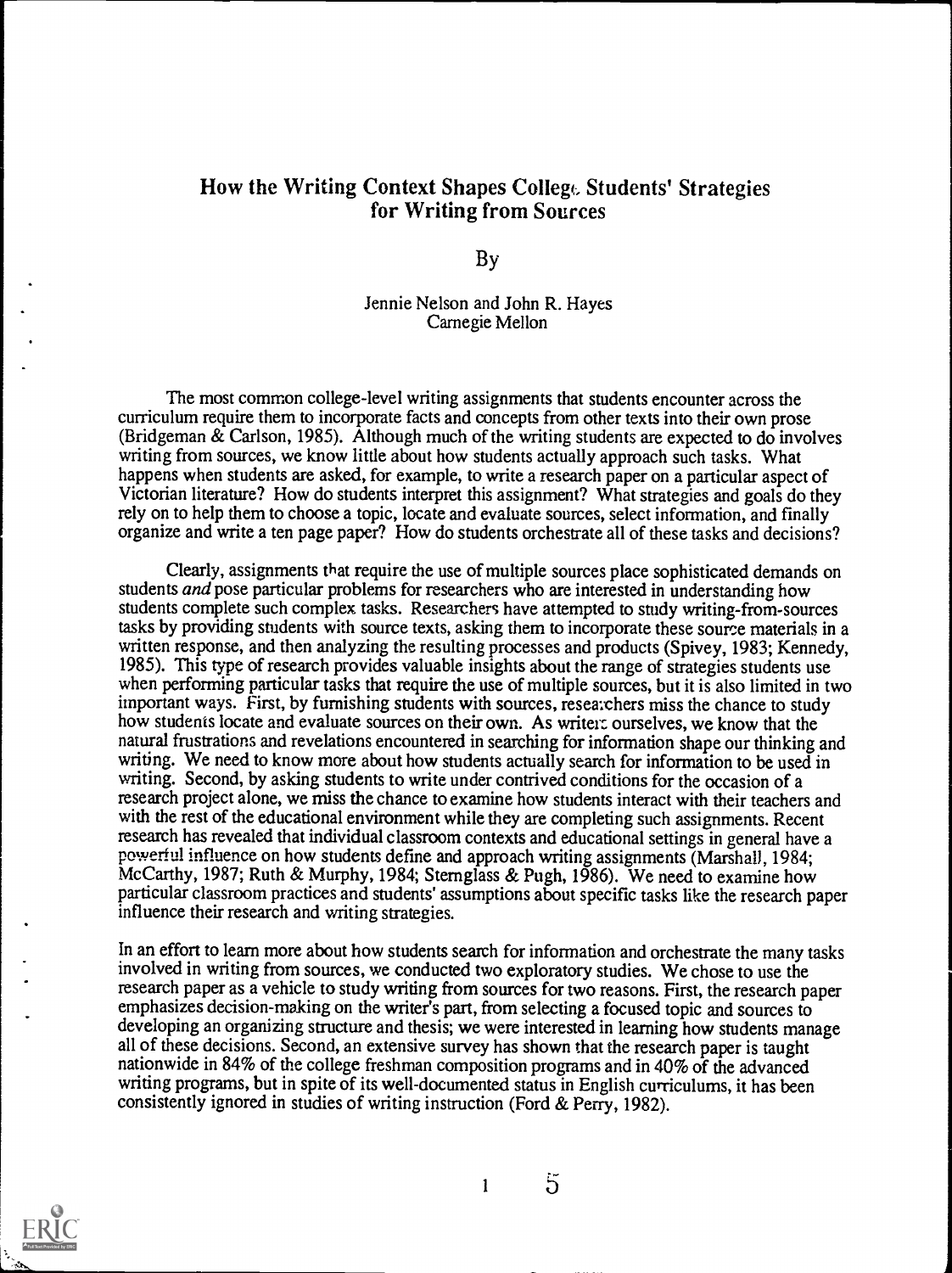# How the Writing Context Shapes College Students' Strategies for Writing from Sources

By

Jennie Nelson and John R. Hayes
Carnegie Mellon

The most common college-level writing assignments that students encounter across the curriculum require them to incorporate facts and concepts from other texts into their own prose (Bridgeman & Carlson, 1985). Although much of the writing students are expected to do involves writing from sources, we know little about how students actually approach such tasks. What happens when students are asked, for example, to write a research paper on a particular aspect of Victorian literature? How do students interpret this assignment? What strategies and goals do they rely on to help them to choose a topic, locate and evaluate sources, select information, and finally organize and write a ten page paper? How do students orchestrate all of these tasks and decisions?

Clearly, assignments that require the use of multiple sources place sophisticated demands on students *and* pose particular problems for researchers who are interested in understanding how students complete such complex tasks. Researchers have attempted to study writing-from-sources tasks by providing students with source texts, asking them to incorporate these source materials in a written response, and then analyzing the resulting processes and products (Spivey, 1983; Kennedy, 1985). This type of research provides valuable insights about the range of strategies students use when performing particular tasks that require the use of multiple sources, but it is also limited in two important ways. First, by furnishing students with sources, researchers miss the chance to study how students locate and evaluate sources on their own. As writers ourselves, we know that the natural frustrations and revelations encountered in searching for information shape our thinking and writing. We need to know more about how students actually search for information to be used in writing. Second, by asking students to write under contrived conditions for the occasion of a research project alone, we miss the chance to examine how students interact with their teachers and with the rest of the educational environment while they are completing such assignments. Recent research has revealed that individual classroom contexts and educational settings in general have a powerful influence on how students define and approach writing assignments (Marshall, 1984; McCarthy, 1987; Ruth & Murphy, 1984; Sternglass & Pugh, 1986). We need to examine how particular classroom practices and students' assumptions about specific tasks like the research paper influence their research and writing strategies.

In an effort to learn more about how students search for information and orchestrate the many tasks involved in writing from sources, we conducted two exploratory studies. We chose to use the research paper as a vehicle to study writing from sources for two reasons. First, the research paper emphasizes decision-making on the writer's part, from selecting a focused topic and sources to developing an organizing structure and thesis; we were interested in learning how students manage all of these decisions. Second, an extensive survey has shown that the research paper is taught nationwide in 84% of the college freshman composition programs and in 40% of the advanced writing programs, but in spite of its well-documented status in English curriculums, it has been consistently ignored in studies of writing instruction (Ford & Perry, 1982).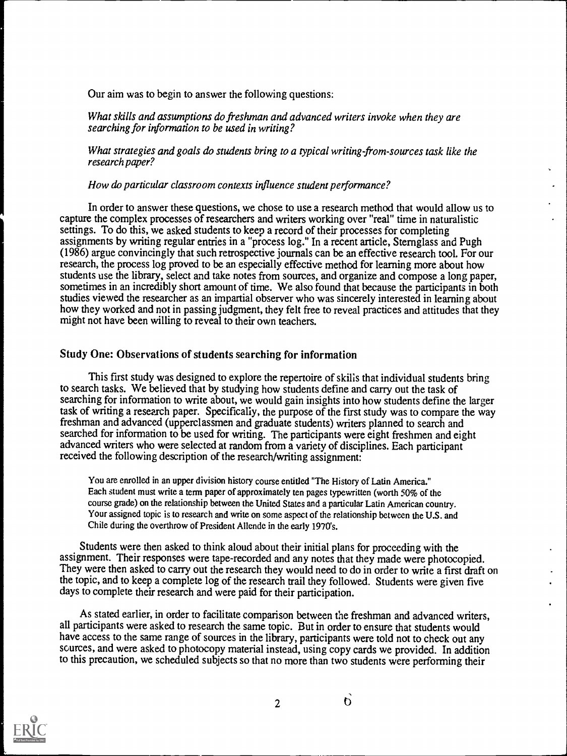Our aim was to begin to answer the following questions:

*What skills and assumptions do freshman and advanced writers invoke when they are searching for information to be used in writing?*

*What strategies and goals do students bring to a typical writing-from-sources task like the research paper?*

*How do particular classroom contexts influence student performance?*

In order to answer these questions, we chose to use a research method that would allow us to capture the complex processes of researchers and writers working over "real" time in naturalistic settings. To do this, we asked students to keep a record of their processes for completing assignments by writing regular entries in a "process log." In a recent article, Sternglass and Pugh (1986) argue convincingly that such retrospective journals can be an effective research tool. For our research, the process log proved to be an especially effective method for learning more about how students use the library, select and take notes from sources, and organize and compose a long paper, sometimes in an incredibly short amount of time. We also found that because the participants in both studies viewed the researcher as an impartial observer who was sincerely interested in learning about how they worked and not in passing judgment, they felt free to reveal practices and attitudes that they might not have been willing to reveal to their own teachers.

## Study One: Observations of students searching for information

This first study was designed to explore the repertoire of skills that individual students bring to search tasks. We believed that by studying how students define and carry out the task of searching for information to write about, we would gain insights into how students define the larger task of writing a research paper. Specifically, the purpose of the first study was to compare the way freshman and advanced (upperclassmen and graduate students) writers planned to search and searched for information to be used for writing. The participants were eight freshmen and eight advanced writers who were selected at random from a variety of disciplines. Each participant received the following description of the research/writing assignment:

> You are enrolled in an upper division history course entitled "The History of Latin America." Each student must write a term paper of approximately ten pages typewritten (worth 50% of the course grade) on the relationship between the United States and a particular Latin American country. Your assigned topic is to research and write on some aspect of the relationship between the U.S. and Chile during the overthrow of President Allende in the early 1970's.

Students were then asked to think aloud about their initial plans for proceeding with the assignment. Their responses were tape-recorded and any notes that they made were photocopied. They were then asked to carry out the research they would need to do in order to write a first draft on the topic, and to keep a complete log of the research trail they followed. Students were given five days to complete their research and were paid for their participation.

As stated earlier, in order to facilitate comparison between the freshman and advanced writers, all participants were asked to research the same topic. But in order to ensure that students would have access to the same range of sources in the library, participants were told not to check out any sources, and were asked to photocopy material instead, using copy cards we provided. In addition to this precaution, we scheduled subjects so that no more than two students were performing their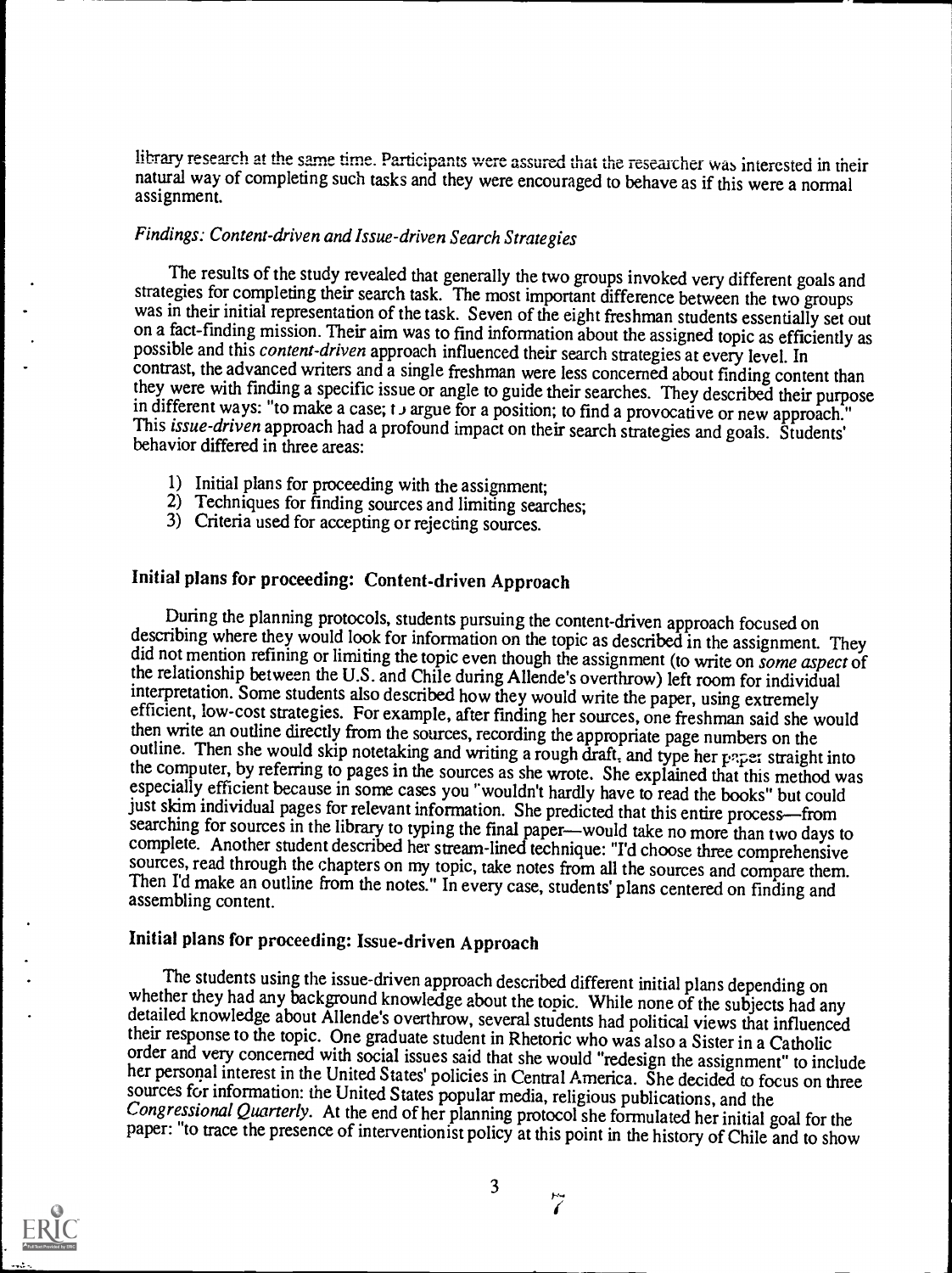library research at the same time. Participants were assured that the researcher was interested in their natural way of completing such tasks and they were encouraged to behave as if this were a normal assignment.

### *Findings: Content-driven and Issue-driven Search Strategies*

The results of the study revealed that generally the two groups invoked very different goals and strategies for completing their search task. The most important difference between the two groups was in their initial representation of the task. Seven of the eight freshman students essentially set out on a fact-finding mission. Their aim was to find information about the assigned topic as efficiently as possible and this *content-driven* approach influenced their search strategies at every level. In contrast, the advanced writers and a single freshman were less concerned about finding content than they were with finding a specific issue or angle to guide their searches. They described their purpose in different ways: "to make a case; to argue for a position; to find a provocative or new approach." This *issue-driven* approach had a profound impact on their search strategies and goals. Students' behavior differed in three areas:

1) Initial plans for proceeding with the assignment;
2) Techniques for finding sources and limiting searches;
3) Criteria used for accepting or rejecting sources.

## Initial plans for proceeding: Content-driven Approach

During the planning protocols, students pursuing the content-driven approach focused on describing where they would look for information on the topic as described in the assignment. They did not mention refining or limiting the topic even though the assignment (to write on *some aspect* of the relationship between the U.S. and Chile during Allende's overthrow) left room for individual interpretation. Some students also described how they would write the paper, using extremely efficient, low-cost strategies. For example, after finding her sources, one freshman said she would then write an outline directly from the sources, recording the appropriate page numbers on the outline. Then she would skip notetaking and writing a rough draft, and type her paper straight into the computer, by referring to pages in the sources as she wrote. She explained that this method was especially efficient because in some cases you "wouldn't hardly have to read the books" but could just skim individual pages for relevant information. She predicted that this entire process—from searching for sources in the library to typing the final paper—would take no more than two days to complete. Another student described her stream-lined technique: "I'd choose three comprehensive sources, read through the chapters on my topic, take notes from all the sources and compare them. Then I'd make an outline from the notes." In every case, students' plans centered on finding and assembling content.

## Initial plans for proceeding: Issue-driven Approach

The students using the issue-driven approach described different initial plans depending on whether they had any background knowledge about the topic. While none of the subjects had any detailed knowledge about Allende's overthrow, several students had political views that influenced their response to the topic. One graduate student in Rhetoric who was also a Sister in a Catholic order and very concerned with social issues said that she would "redesign the assignment" to include her personal interest in the United States' policies in Central America. She decided to focus on three sources for information: the United States popular media, religious publications, and the *Congressional Quarterly*. At the end of her planning protocol she formulated her initial goal for the paper: "to trace the presence of interventionist policy at this point in the history of Chile and to show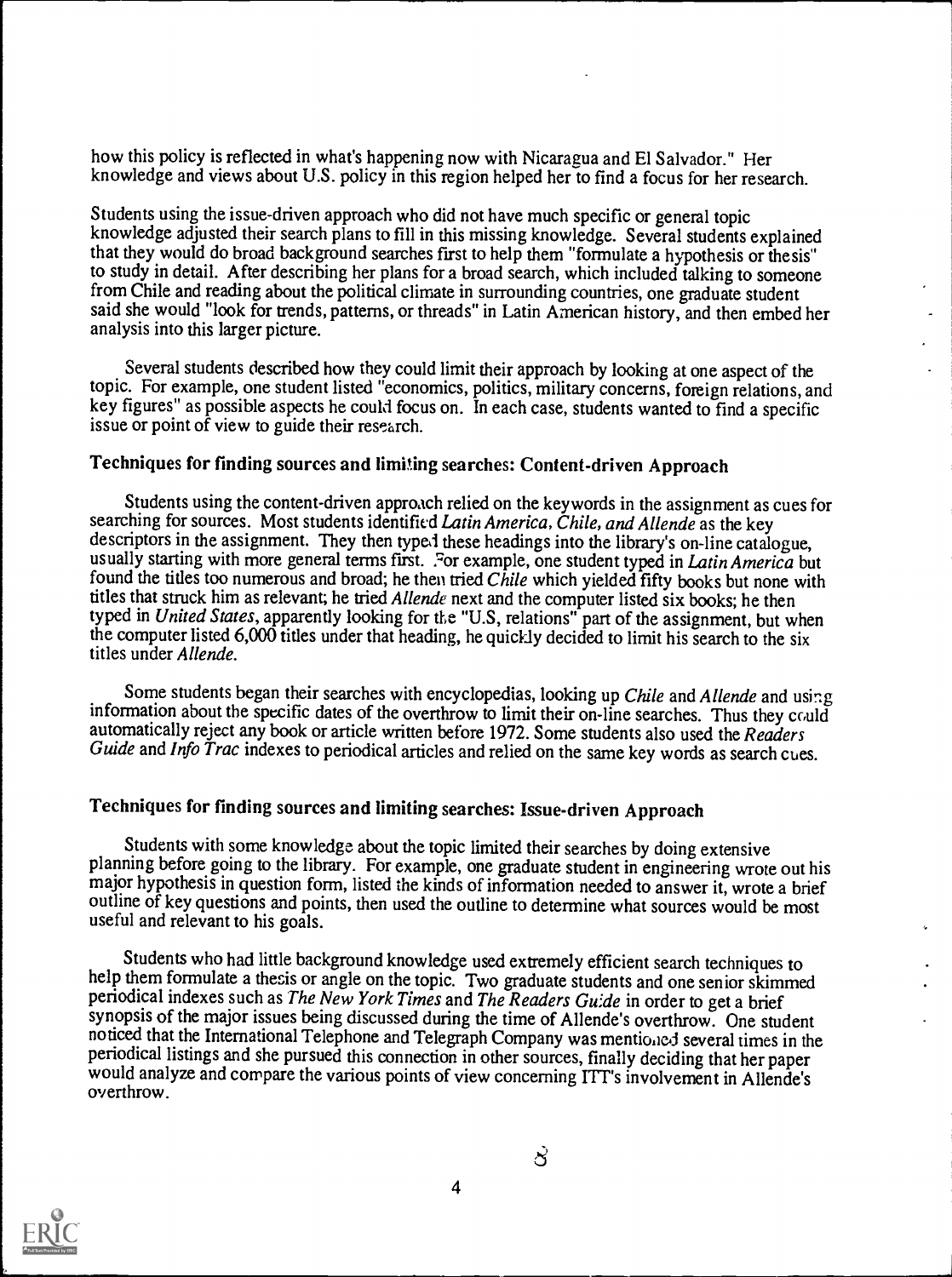how this policy is reflected in what's happening now with Nicaragua and El Salvador." Her knowledge and views about U.S. policy in this region helped her to find a focus for her research.

Students using the issue-driven approach who did not have much specific or general topic knowledge adjusted their search plans to fill in this missing knowledge. Several students explained that they would do broad background searches first to help them "formulate a hypothesis or thesis" to study in detail. After describing her plans for a broad search, which included talking to someone from Chile and reading about the political climate in surrounding countries, one graduate student said she would "look for trends, patterns, or threads" in Latin American history, and then embed her analysis into this larger picture.

Several students described how they could limit their approach by looking at one aspect of the topic. For example, one student listed "economics, politics, military concerns, foreign relations, and key figures" as possible aspects he could focus on. In each case, students wanted to find a specific issue or point of view to guide their research.

### Techniques for finding sources and limiting searches: Content-driven Approach

Students using the content-driven approach relied on the keywords in the assignment as cues for searching for sources. Most students identified *Latin America, Chile, and Allende* as the key descriptors in the assignment. They then typed these headings into the library's on-line catalogue, usually starting with more general terms first. For example, one student typed in *Latin America* but found the titles too numerous and broad; he then tried *Chile* which yielded fifty books but none with titles that struck him as relevant; he tried *Allende* next and the computer listed six books; he then typed in *United States*, apparently looking for the "U.S, relations" part of the assignment, but when the computer listed 6,000 titles under that heading, he quickly decided to limit his search to the six titles under *Allende*.

Some students began their searches with encyclopedias, looking up *Chile* and *Allende* and using information about the specific dates of the overthrow to limit their on-line searches. Thus they could automatically reject any book or article written before 1972. Some students also used the *Readers Guide* and *Info Trac* indexes to periodical articles and relied on the same key words as search cues.

### Techniques for finding sources and limiting searches: Issue-driven Approach

Students with some knowledge about the topic limited their searches by doing extensive planning before going to the library. For example, one graduate student in engineering wrote out his major hypothesis in question form, listed the kinds of information needed to answer it, wrote a brief outline of key questions and points, then used the outline to determine what sources would be most useful and relevant to his goals.

Students who had little background knowledge used extremely efficient search techniques to help them formulate a thesis or angle on the topic. Two graduate students and one senior skimmed periodical indexes such as *The New York Times* and *The Readers Guide* in order to get a brief synopsis of the major issues being discussed during the time of Allende's overthrow. One student noticed that the International Telephone and Telegraph Company was mentioned several times in the periodical listings and she pursued this connection in other sources, finally deciding that her paper would analyze and compare the various points of view concerning ITT's involvement in Allende's overthrow.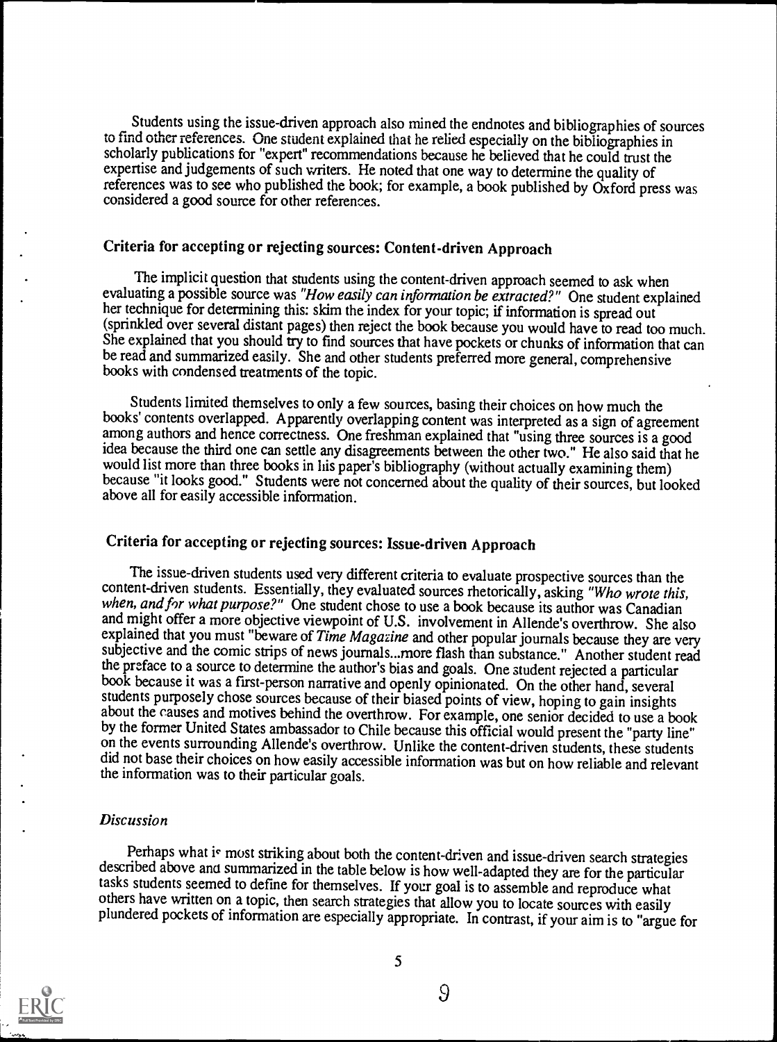Students using the issue-driven approach also mined the endnotes and bibliographies of sources to find other references. One student explained that he relied especially on the bibliographies in scholarly publications for "expert" recommendations because he believed that he could trust the expertise and judgements of such writers. He noted that one way to determine the quality of references was to see who published the book; for example, a book published by Oxford press was considered a good source for other references.

### Criteria for accepting or rejecting sources: Content-driven Approach

The implicit question that students using the content-driven approach seemed to ask when evaluating a possible source was *"How easily can information be extracted?"* One student explained her technique for determining this: skim the index for your topic; if information is spread out (sprinkled over several distant pages) then reject the book because you would have to read too much. She explained that you should try to find sources that have pockets or chunks of information that can be read and summarized easily. She and other students preferred more general, comprehensive books with condensed treatments of the topic.

Students limited themselves to only a few sources, basing their choices on how much the books' contents overlapped. Apparently overlapping content was interpreted as a sign of agreement among authors and hence correctness. One freshman explained that "using three sources is a good idea because the third one can settle any disagreements between the other two." He also said that he would list more than three books in his paper's bibliography (without actually examining them) because "it looks good." Students were not concerned about the quality of their sources, but looked above all for easily accessible information.

### Criteria for accepting or rejecting sources: Issue-driven Approach

The issue-driven students used very different criteria to evaluate prospective sources than the content-driven students. Essentially, they evaluated sources rhetorically, asking *"Who wrote this, when, and for what purpose?"* One student chose to use a book because its author was Canadian and might offer a more objective viewpoint of U.S. involvement in Allende's overthrow. She also explained that you must "beware of *Time Magazine* and other popular journals because they are very subjective and the comic strips of news journals...more flash than substance." Another student read the preface to a source to determine the author's bias and goals. One student rejected a particular book because it was a first-person narrative and openly opinionated. On the other hand, several students purposely chose sources because of their biased points of view, hoping to gain insights about the causes and motives behind the overthrow. For example, one senior decided to use a book by the former United States ambassador to Chile because this official would present the "party line" on the events surrounding Allende's overthrow. Unlike the content-driven students, these students did not base their choices on how easily accessible information was but on how reliable and relevant the information was to their particular goals.

### *Discussion*

Perhaps what is most striking about both the content-driven and issue-driven search strategies described above and summarized in the table below is how well-adapted they are for the particular tasks students seemed to define for themselves. If your goal is to assemble and reproduce what others have written on a topic, then search strategies that allow you to locate sources with easily plundered pockets of information are especially appropriate. In contrast, if your aim is to "argue for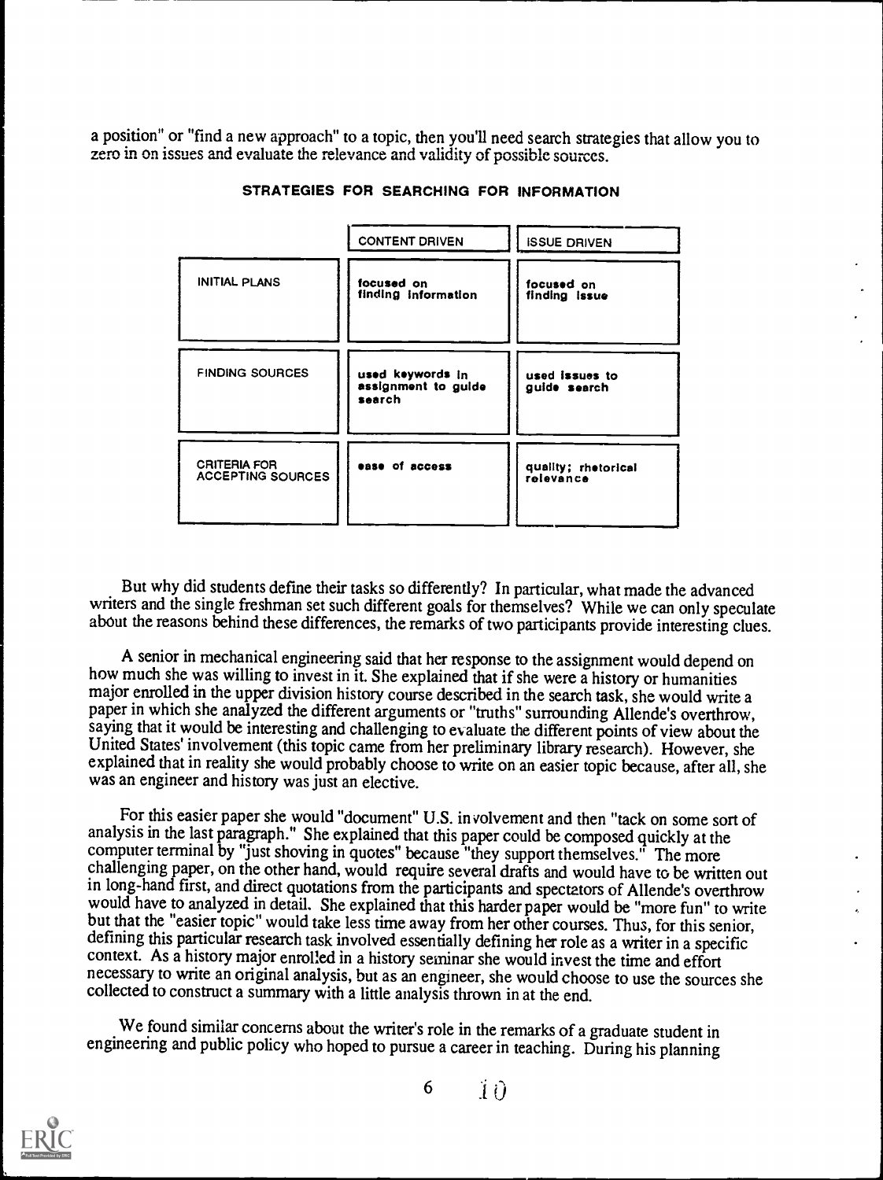a position" or "find a new approach" to a topic, then you'll need search strategies that allow you to zero in on issues and evaluate the relevance and validity of possible sources.

**STRATEGIES FOR SEARCHING FOR INFORMATION**

| | CONTENT DRIVEN | ISSUE DRIVEN |
|---|---|---|
| INITIAL PLANS | focused on finding information | focused on finding issue |
| FINDING SOURCES | used keywords in assignment to guide search | used issues to guide search |
| CRITERIA FOR ACCEPTING SOURCES | ease of access | quality; rhetorical relevance |

But why did students define their tasks so differently? In particular, what made the advanced writers and the single freshman set such different goals for themselves? While we can only speculate about the reasons behind these differences, the remarks of two participants provide interesting clues.

A senior in mechanical engineering said that her response to the assignment would depend on how much she was willing to invest in it. She explained that if she were a history or humanities major enrolled in the upper division history course described in the search task, she would write a paper in which she analyzed the different arguments or "truths" surrounding Allende's overthrow, saying that it would be interesting and challenging to evaluate the different points of view about the United States' involvement (this topic came from her preliminary library research). However, she explained that in reality she would probably choose to write on an easier topic because, after all, she was an engineer and history was just an elective.

For this easier paper she would "document" U.S. involvement and then "tack on some sort of analysis in the last paragraph." She explained that this paper could be composed quickly at the computer terminal by "just shoving in quotes" because "they support themselves." The more challenging paper, on the other hand, would require several drafts and would have to be written out in long-hand first, and direct quotations from the participants and spectators of Allende's overthrow would have to analyzed in detail. She explained that this harder paper would be "more fun" to write but that the "easier topic" would take less time away from her other courses. Thus, for this senior, defining this particular research task involved essentially defining her role as a writer in a specific context. As a history major enrolled in a history seminar she would invest the time and effort necessary to write an original analysis, but as an engineer, she would choose to use the sources she collected to construct a summary with a little analysis thrown in at the end.

We found similar concerns about the writer's role in the remarks of a graduate student in engineering and public policy who hoped to pursue a career in teaching. During his planning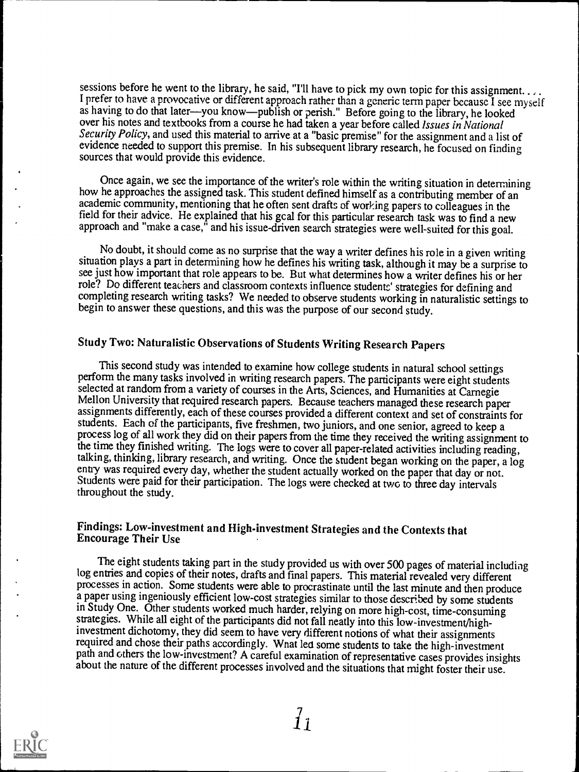sessions before he went to the library, he said, "I'll have to pick my own topic for this assignment. . . . I prefer to have a provocative or different approach rather than a generic term paper because I see myself as having to do that later—you know—publish or perish." Before going to the library, he looked over his notes and textbooks from a course he had taken a year before called *Issues in National Security Policy*, and used this material to arrive at a "basic premise" for the assignment and a list of evidence needed to support this premise. In his subsequent library research, he focused on finding sources that would provide this evidence.

Once again, we see the importance of the writer's role within the writing situation in determining how he approaches the assigned task. This student defined himself as a contributing member of an academic community, mentioning that he often sent drafts of working papers to colleagues in the field for their advice. He explained that his goal for this particular research task was to find a new approach and "make a case," and his issue-driven search strategies were well-suited for this goal.

No doubt, it should come as no surprise that the way a writer defines his role in a given writing situation plays a part in determining how he defines his writing task, although it may be a surprise to see just how important that role appears to be. But what determines how a writer defines his or her role? Do different teachers and classroom contexts influence students' strategies for defining and completing research writing tasks? We needed to observe students working in naturalistic settings to begin to answer these questions, and this was the purpose of our second study.

## Study Two: Naturalistic Observations of Students Writing Research Papers

This second study was intended to examine how college students in natural school settings perform the many tasks involved in writing research papers. The participants were eight students selected at random from a variety of courses in the Arts, Sciences, and Humanities at Carnegie Mellon University that required research papers. Because teachers managed these research paper assignments differently, each of these courses provided a different context and set of constraints for students. Each of the participants, five freshmen, two juniors, and one senior, agreed to keep a process log of all work they did on their papers from the time they received the writing assignment to the time they finished writing. The logs were to cover all paper-related activities including reading, talking, thinking, library research, and writing. Once the student began working on the paper, a log entry was required every day, whether the student actually worked on the paper that day or not. Students were paid for their participation. The logs were checked at two to three day intervals throughout the study.

## Findings: Low-investment and High-investment Strategies and the Contexts that Encourage Their Use

The eight students taking part in the study provided us with over 500 pages of material including log entries and copies of their notes, drafts and final papers. This material revealed very different processes in action. Some students were able to procrastinate until the last minute and then produce a paper using ingeniously efficient low-cost strategies similar to those described by some students in Study One. Other students worked much harder, relying on more high-cost, time-consuming strategies. While all eight of the participants did not fall neatly into this low-investment/high-investment dichotomy, they did seem to have very different notions of what their assignments required and chose their paths accordingly. What led some students to take the high-investment path and others the low-investment? A careful examination of representative cases provides insights about the nature of the different processes involved and the situations that might foster their use.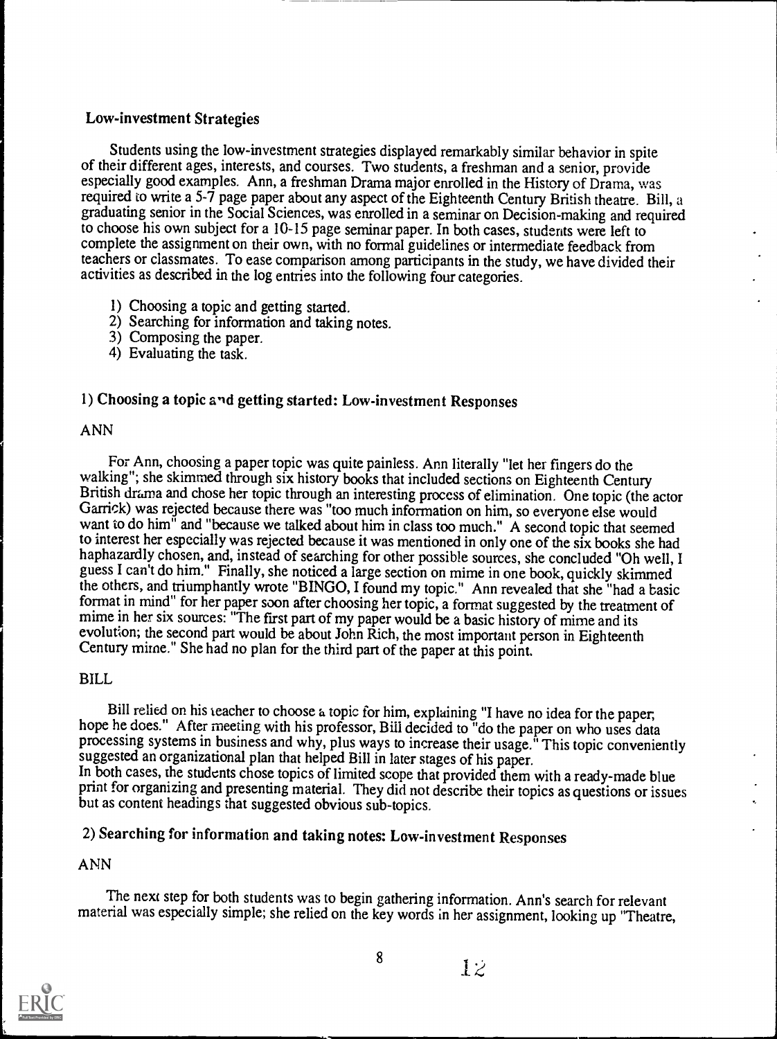## Low-investment Strategies

Students using the low-investment strategies displayed remarkably similar behavior in spite of their different ages, interests, and courses. Two students, a freshman and a senior, provide especially good examples. Ann, a freshman Drama major enrolled in the History of Drama, was required to write a 5-7 page paper about any aspect of the Eighteenth Century British theatre. Bill, a graduating senior in the Social Sciences, was enrolled in a seminar on Decision-making and required to choose his own subject for a 10-15 page seminar paper. In both cases, students were left to complete the assignment on their own, with no formal guidelines or intermediate feedback from teachers or classmates. To ease comparison among participants in the study, we have divided their activities as described in the log entries into the following four categories.

1) Choosing a topic and getting started.
2) Searching for information and taking notes.
3) Composing the paper.
4) Evaluating the task.

### 1) Choosing a topic and getting started: Low-investment Responses

#### ANN

For Ann, choosing a paper topic was quite painless. Ann literally "let her fingers do the walking"; she skimmed through six history books that included sections on Eighteenth Century British drama and chose her topic through an interesting process of elimination. One topic (the actor Garrick) was rejected because there was "too much information on him, so everyone else would want to do him" and "because we talked about him in class too much." A second topic that seemed to interest her especially was rejected because it was mentioned in only one of the six books she had haphazardly chosen, and, instead of searching for other possible sources, she concluded "Oh well, I guess I can't do him." Finally, she noticed a large section on mime in one book, quickly skimmed the others, and triumphantly wrote "BINGO, I found my topic." Ann revealed that she "had a basic format in mind" for her paper soon after choosing her topic, a format suggested by the treatment of mime in her six sources: "The first part of my paper would be a basic history of mime and its evolution; the second part would be about John Rich, the most important person in Eighteenth Century mime." She had no plan for the third part of the paper at this point.

#### BILL

Bill relied on his teacher to choose a topic for him, explaining "I have no idea for the paper; hope he does." After meeting with his professor, Bill decided to "do the paper on who uses data processing systems in business and why, plus ways to increase their usage." This topic conveniently suggested an organizational plan that helped Bill in later stages of his paper.
In both cases, the students chose topics of limited scope that provided them with a ready-made blue print for organizing and presenting material. They did not describe their topics as questions or issues but as content headings that suggested obvious sub-topics.

### 2) Searching for information and taking notes: Low-investment Responses

#### ANN

The next step for both students was to begin gathering information. Ann's search for relevant material was especially simple; she relied on the key words in her assignment, looking up "Theatre,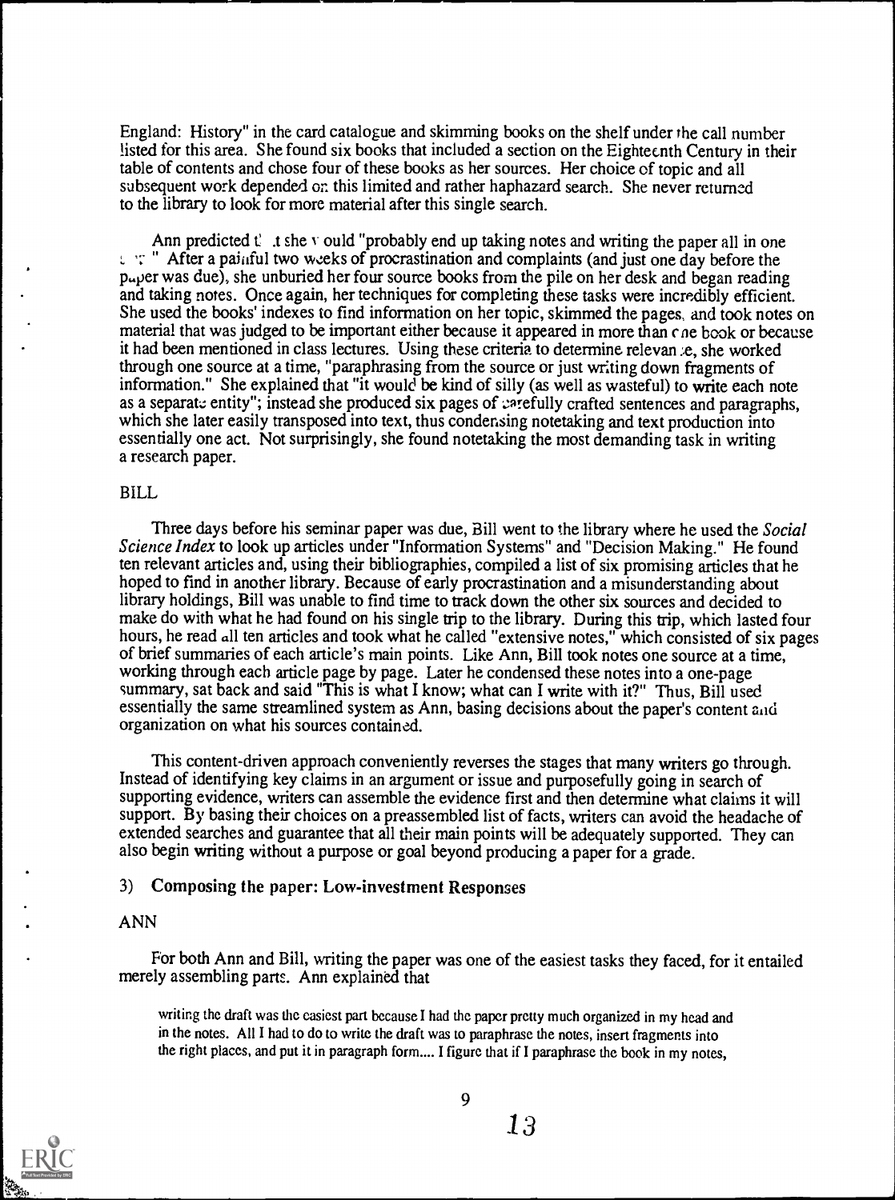England: History" in the card catalogue and skimming books on the shelf under the call number listed for this area. She found six books that included a section on the Eighteenth Century in their table of contents and chose four of these books as her sources. Her choice of topic and all subsequent work depended on this limited and rather haphazard search. She never returned to the library to look for more material after this single search.

Ann predicted that she would "probably end up taking notes and writing the paper all in one ..." After a painful two weeks of procrastination and complaints (and just one day before the paper was due), she unburied her four source books from the pile on her desk and began reading and taking notes. Once again, her techniques for completing these tasks were incredibly efficient. She used the books' indexes to find information on her topic, skimmed the pages, and took notes on material that was judged to be important either because it appeared in more than one book or because it had been mentioned in class lectures. Using these criteria to determine relevance, she worked through one source at a time, "paraphrasing from the source or just writing down fragments of information." She explained that "it would be kind of silly (as well as wasteful) to write each note as a separate entity"; instead she produced six pages of carefully crafted sentences and paragraphs, which she later easily transposed into text, thus condensing notetaking and text production into essentially one act. Not surprisingly, she found notetaking the most demanding task in writing a research paper.

BILL

Three days before his seminar paper was due, Bill went to the library where he used the *Social Science Index* to look up articles under "Information Systems" and "Decision Making." He found ten relevant articles and, using their bibliographies, compiled a list of six promising articles that he hoped to find in another library. Because of early procrastination and a misunderstanding about library holdings, Bill was unable to find time to track down the other six sources and decided to make do with what he had found on his single trip to the library. During this trip, which lasted four hours, he read all ten articles and took what he called "extensive notes," which consisted of six pages of brief summaries of each article's main points. Like Ann, Bill took notes one source at a time, working through each article page by page. Later he condensed these notes into a one-page summary, sat back and said "This is what I know; what can I write with it?" Thus, Bill used essentially the same streamlined system as Ann, basing decisions about the paper's content and organization on what his sources contained.

This content-driven approach conveniently reverses the stages that many writers go through. Instead of identifying key claims in an argument or issue and purposefully going in search of supporting evidence, writers can assemble the evidence first and then determine what claims it will support. By basing their choices on a preassembled list of facts, writers can avoid the headache of extended searches and guarantee that all their main points will be adequately supported. They can also begin writing without a purpose or goal beyond producing a paper for a grade.

### 3) Composing the paper: Low-investment Responses

ANN

For both Ann and Bill, writing the paper was one of the easiest tasks they faced, for it entailed merely assembling parts. Ann explained that

> writing the draft was the easiest part because I had the paper pretty much organized in my head and in the notes. All I had to do to write the draft was to paraphrase the notes, insert fragments into the right places, and put it in paragraph form.... I figure that if I paraphrase the book in my notes,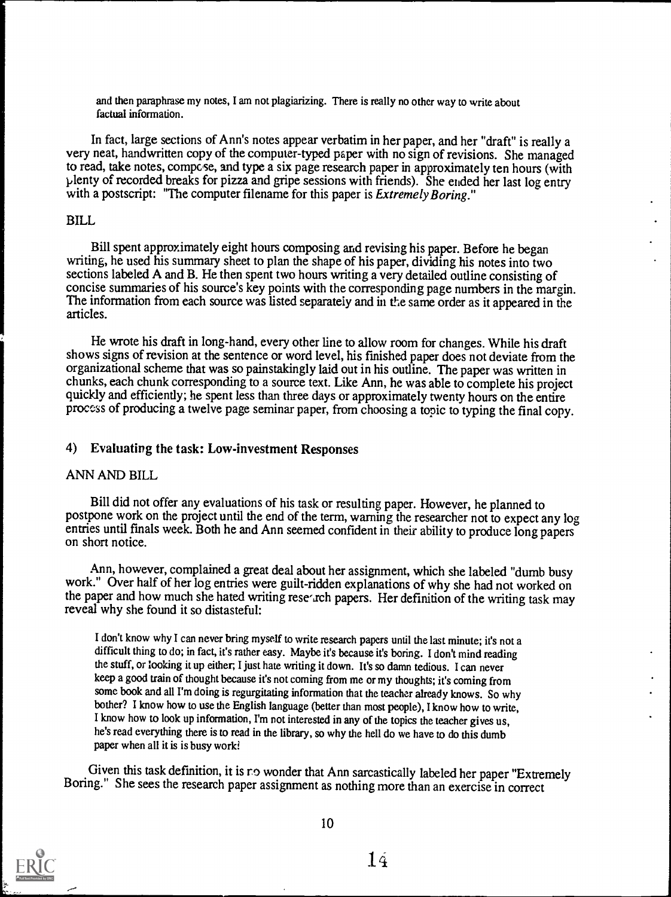and then paraphrase my notes, I am not plagiarizing. There is really no other way to write about factual information.

In fact, large sections of Ann's notes appear verbatim in her paper, and her "draft" is really a very neat, handwritten copy of the computer-typed paper with no sign of revisions. She managed to read, take notes, compose, and type a six page research paper in approximately ten hours (with plenty of recorded breaks for pizza and gripe sessions with friends). She ended her last log entry with a postscript: "The computer filename for this paper is *Extremely Boring*."

BILL

Bill spent approximately eight hours composing and revising his paper. Before he began writing, he used his summary sheet to plan the shape of his paper, dividing his notes into two sections labeled A and B. He then spent two hours writing a very detailed outline consisting of concise summaries of his source's key points with the corresponding page numbers in the margin. The information from each source was listed separately and in the same order as it appeared in the articles.

He wrote his draft in long-hand, every other line to allow room for changes. While his draft shows signs of revision at the sentence or word level, his finished paper does not deviate from the organizational scheme that was so painstakingly laid out in his outline. The paper was written in chunks, each chunk corresponding to a source text. Like Ann, he was able to complete his project quickly and efficiently; he spent less than three days or approximately twenty hours on the entire process of producing a twelve page seminar paper, from choosing a topic to typing the final copy.

### 4) Evaluating the task: Low-investment Responses

ANN AND BILL

Bill did not offer any evaluations of his task or resulting paper. However, he planned to postpone work on the project until the end of the term, warning the researcher not to expect any log entries until finals week. Both he and Ann seemed confident in their ability to produce long papers on short notice.

Ann, however, complained a great deal about her assignment, which she labeled "dumb busy work." Over half of her log entries were guilt-ridden explanations of why she had not worked on the paper and how much she hated writing research papers. Her definition of the writing task may reveal why she found it so distasteful:

> I don't know why I can never bring myself to write research papers until the last minute; it's not a difficult thing to do; in fact, it's rather easy. Maybe it's because it's boring. I don't mind reading the stuff, or looking it up either; I just hate writing it down. It's so damn tedious. I can never keep a good train of thought because it's not coming from me or my thoughts; it's coming from some book and all I'm doing is regurgitating information that the teacher already knows. So why bother? I know how to use the English language (better than most people), I know how to write, I know how to look up information, I'm not interested in any of the topics the teacher gives us, he's read everything there is to read in the library, so why the hell do we have to do this dumb paper when all it is is busy work!

Given this task definition, it is no wonder that Ann sarcastically labeled her paper "Extremely Boring." She sees the research paper assignment as nothing more than an exercise in correct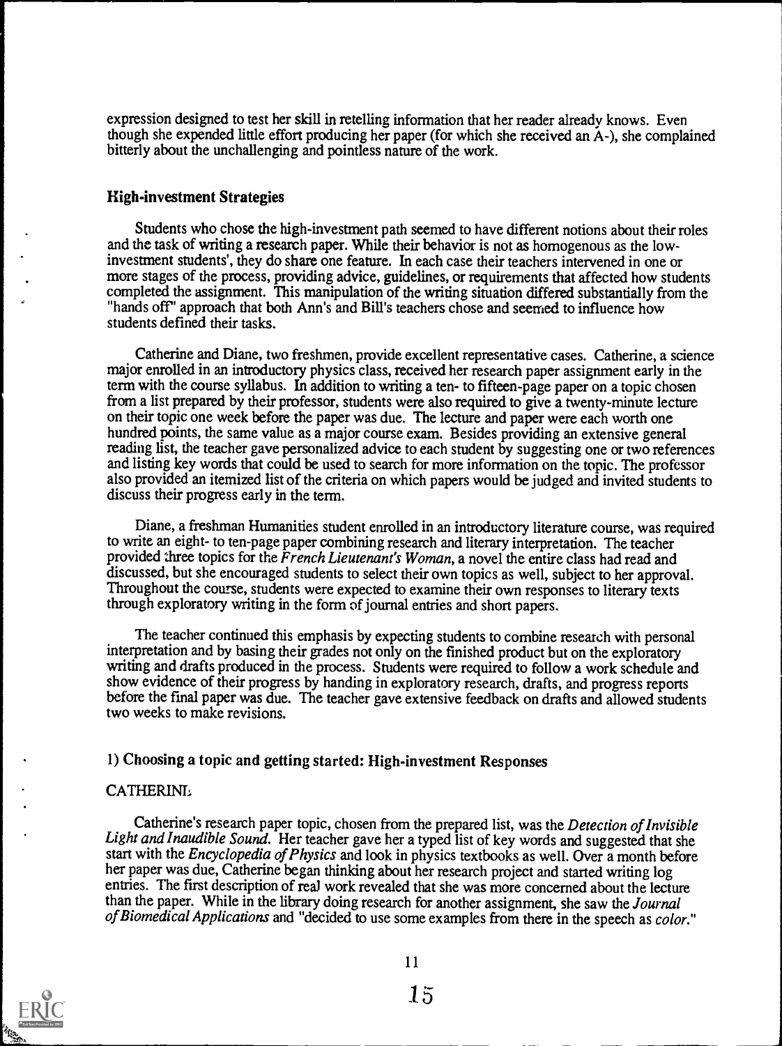expression designed to test her skill in retelling information that her reader already knows. Even though she expended little effort producing her paper (for which she received an A-), she complained bitterly about the unchallenging and pointless nature of the work.

### High-investment Strategies

Students who chose the high-investment path seemed to have different notions about their roles and the task of writing a research paper. While their behavior is not as homogenous as the low-investment students', they do share one feature. In each case their teachers intervened in one or more stages of the process, providing advice, guidelines, or requirements that affected how students completed the assignment. This manipulation of the writing situation differed substantially from the "hands off" approach that both Ann's and Bill's teachers chose and seemed to influence how students defined their tasks.

Catherine and Diane, two freshmen, provide excellent representative cases. Catherine, a science major enrolled in an introductory physics class, received her research paper assignment early in the term with the course syllabus. In addition to writing a ten- to fifteen-page paper on a topic chosen from a list prepared by their professor, students were also required to give a twenty-minute lecture on their topic one week before the paper was due. The lecture and paper were each worth one hundred points, the same value as a major course exam. Besides providing an extensive general reading list, the teacher gave personalized advice to each student by suggesting one or two references and listing key words that could be used to search for more information on the topic. The professor also provided an itemized list of the criteria on which papers would be judged and invited students to discuss their progress early in the term.

Diane, a freshman Humanities student enrolled in an introductory literature course, was required to write an eight- to ten-page paper combining research and literary interpretation. The teacher provided three topics for the *French Lieutenant's Woman*, a novel the entire class had read and discussed, but she encouraged students to select their own topics as well, subject to her approval. Throughout the course, students were expected to examine their own responses to literary texts through exploratory writing in the form of journal entries and short papers.

The teacher continued this emphasis by expecting students to combine research with personal interpretation and by basing their grades not only on the finished product but on the exploratory writing and drafts produced in the process. Students were required to follow a work schedule and show evidence of their progress by handing in exploratory research, drafts, and progress reports before the final paper was due. The teacher gave extensive feedback on drafts and allowed students two weeks to make revisions.

#### 1) Choosing a topic and getting started: High-investment Responses

CATHERINE

Catherine's research paper topic, chosen from the prepared list, was the *Detection of Invisible Light and Inaudible Sound*. Her teacher gave her a typed list of key words and suggested that she start with the *Encyclopedia of Physics* and look in physics textbooks as well. Over a month before her paper was due, Catherine began thinking about her research project and started writing log entries. The first description of real work revealed that she was more concerned about the lecture than the paper. While in the library doing research for another assignment, she saw the *Journal of Biomedical Applications* and "decided to use some examples from there in the speech as *color*."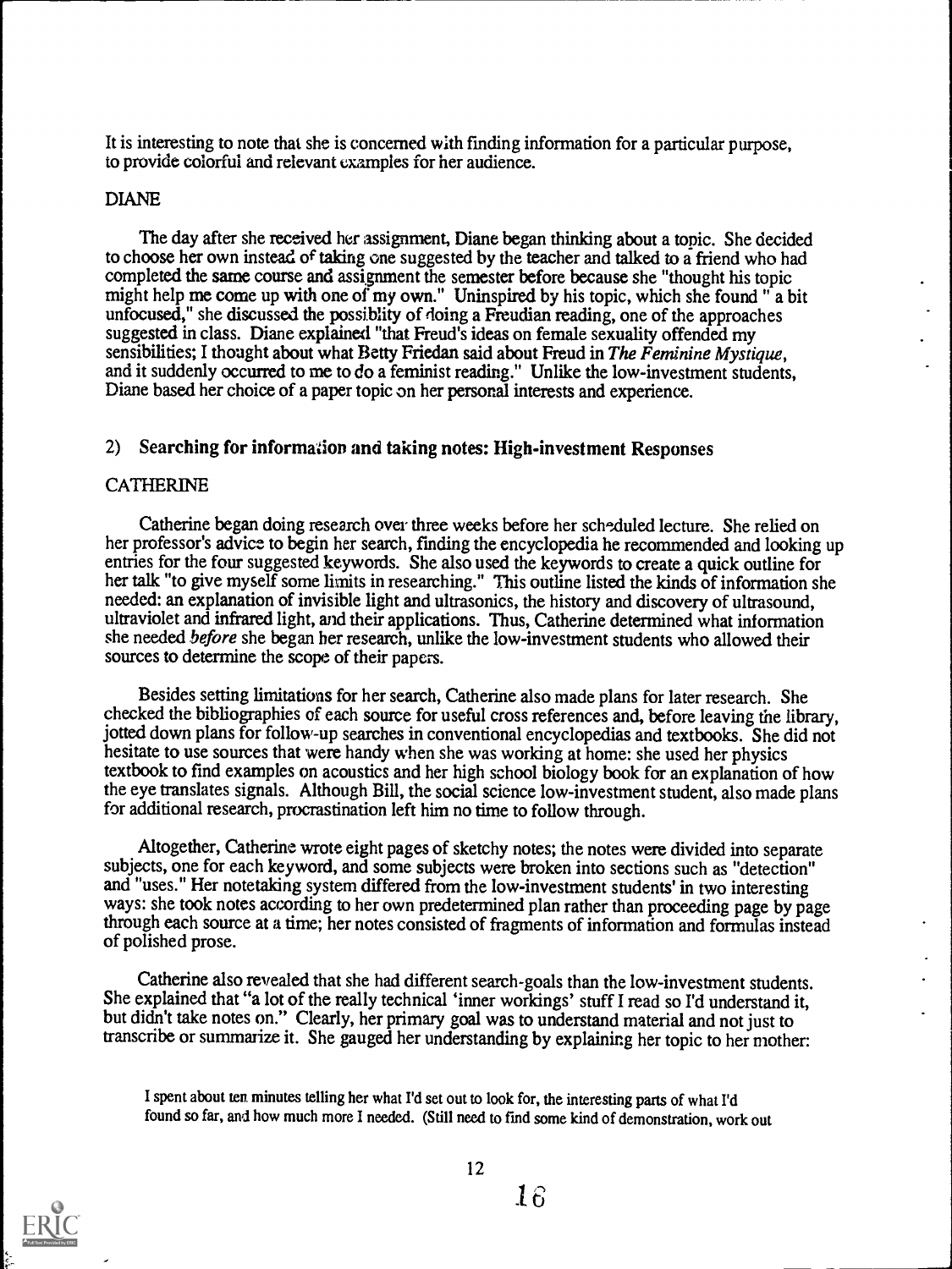It is interesting to note that she is concerned with finding information for a particular purpose, to provide colorful and relevant examples for her audience.

DIANE

The day after she received her assignment, Diane began thinking about a topic. She decided to choose her own instead of taking one suggested by the teacher and talked to a friend who had completed the same course and assignment the semester before because she "thought his topic might help me come up with one of my own." Uninspired by his topic, which she found " a bit unfocused," she discussed the possiblity of doing a Freudian reading, one of the approaches suggested in class. Diane explained "that Freud's ideas on female sexuality offended my sensibilities; I thought about what Betty Friedan said about Freud in *The Feminine Mystique*, and it suddenly occurred to me to do a feminist reading." Unlike the low-investment students, Diane based her choice of a paper topic on her personal interests and experience.

## 2) Searching for information and taking notes: High-investment Responses

CATHERINE

Catherine began doing research over three weeks before her scheduled lecture. She relied on her professor's advice to begin her search, finding the encyclopedia he recommended and looking up entries for the four suggested keywords. She also used the keywords to create a quick outline for her talk "to give myself some limits in researching." This outline listed the kinds of information she needed: an explanation of invisible light and ultrasonics, the history and discovery of ultrasound, ultraviolet and infrared light, and their applications. Thus, Catherine determined what information she needed *before* she began her research, unlike the low-investment students who allowed their sources to determine the scope of their papers.

Besides setting limitations for her search, Catherine also made plans for later research. She checked the bibliographies of each source for useful cross references and, before leaving the library, jotted down plans for follow-up searches in conventional encyclopedias and textbooks. She did not hesitate to use sources that were handy when she was working at home: she used her physics textbook to find examples on acoustics and her high school biology book for an explanation of how the eye translates signals. Although Bill, the social science low-investment student, also made plans for additional research, procrastination left him no time to follow through.

Altogether, Catherine wrote eight pages of sketchy notes; the notes were divided into separate subjects, one for each keyword, and some subjects were broken into sections such as "detection" and "uses." Her notetaking system differed from the low-investment students' in two interesting ways: she took notes according to her own predetermined plan rather than proceeding page by page through each source at a time; her notes consisted of fragments of information and formulas instead of polished prose.

Catherine also revealed that she had different search-goals than the low-investment students. She explained that "a lot of the really technical 'inner workings' stuff I read so I'd understand it, but didn't take notes on." Clearly, her primary goal was to understand material and not just to transcribe or summarize it. She gauged her understanding by explaining her topic to her mother:

> I spent about ten minutes telling her what I'd set out to look for, the interesting parts of what I'd found so far, and how much more I needed. (Still need to find some kind of demonstration, work out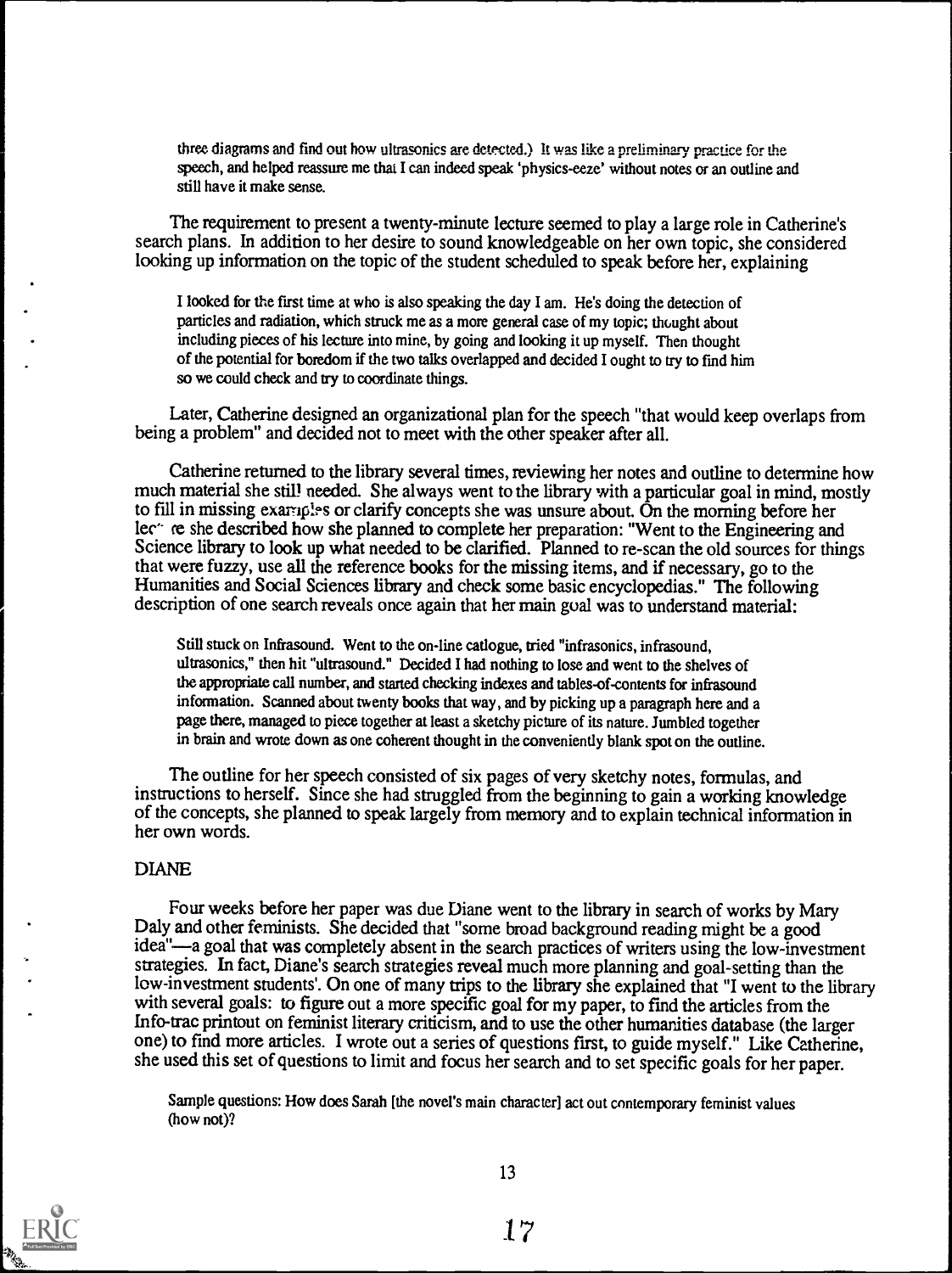three diagrams and find out how ultrasonics are detected.) It was like a preliminary practice for the speech, and helped reassure me that I can indeed speak 'physics-eeze' without notes or an outline and still have it make sense.

The requirement to present a twenty-minute lecture seemed to play a large role in Catherine's search plans. In addition to her desire to sound knowledgeable on her own topic, she considered looking up information on the topic of the student scheduled to speak before her, explaining

> I looked for the first time at who is also speaking the day I am. He's doing the detection of particles and radiation, which struck me as a more general case of my topic; thought about including pieces of his lecture into mine, by going and looking it up myself. Then thought of the potential for boredom if the two talks overlapped and decided I ought to try to find him so we could check and try to coordinate things.

Later, Catherine designed an organizational plan for the speech "that would keep overlaps from being a problem" and decided not to meet with the other speaker after all.

Catherine returned to the library several times, reviewing her notes and outline to determine how much material she still needed. She always went to the library with a particular goal in mind, mostly to fill in missing examples or clarify concepts she was unsure about. On the morning before her lecture she described how she planned to complete her preparation: "Went to the Engineering and Science library to look up what needed to be clarified. Planned to re-scan the old sources for things that were fuzzy, use all the reference books for the missing items, and if necessary, go to the Humanities and Social Sciences library and check some basic encyclopedias." The following description of one search reveals once again that her main goal was to understand material:

> Still stuck on Infrasound. Went to the on-line catlogue, tried "infrasonics, infrasound, ultrasonics," then hit "ultrasound." Decided I had nothing to lose and went to the shelves of the appropriate call number, and started checking indexes and tables-of-contents for infrasound information. Scanned about twenty books that way, and by picking up a paragraph here and a page there, managed to piece together at least a sketchy picture of its nature. Jumbled together in brain and wrote down as one coherent thought in the conveniently blank spot on the outline.

The outline for her speech consisted of six pages of very sketchy notes, formulas, and instructions to herself. Since she had struggled from the beginning to gain a working knowledge of the concepts, she planned to speak largely from memory and to explain technical information in her own words.

## DIANE

Four weeks before her paper was due Diane went to the library in search of works by Mary Daly and other feminists. She decided that "some broad background reading might be a good idea"—a goal that was completely absent in the search practices of writers using the low-investment strategies. In fact, Diane's search strategies reveal much more planning and goal-setting than the low-investment students'. On one of many trips to the library she explained that "I went to the library with several goals: to figure out a more specific goal for my paper, to find the articles from the Info-trac printout on feminist literary criticism, and to use the other humanities database (the larger one) to find more articles. I wrote out a series of questions first, to guide myself." Like Catherine, she used this set of questions to limit and focus her search and to set specific goals for her paper.

> Sample questions: How does Sarah [the novel's main character] act out contemporary feminist values (how not)?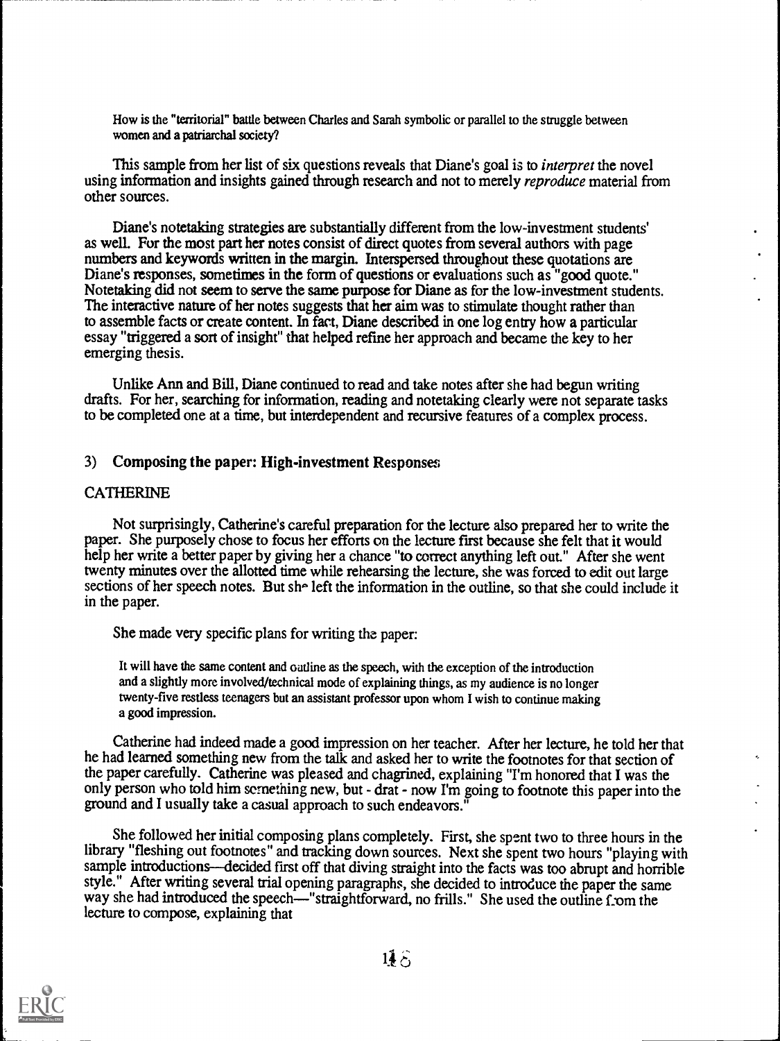> How is the "territorial" battle between Charles and Sarah symbolic or parallel to the struggle between women and a patriarchal society?

This sample from her list of six questions reveals that Diane's goal is to *interpret* the novel using information and insights gained through research and not to merely *reproduce* material from other sources.

Diane's notetaking strategies are substantially different from the low-investment students' as well. For the most part her notes consist of direct quotes from several authors with page numbers and keywords written in the margin. Interspersed throughout these quotations are Diane's responses, sometimes in the form of questions or evaluations such as "good quote." Notetaking did not seem to serve the same purpose for Diane as for the low-investment students. The interactive nature of her notes suggests that her aim was to stimulate thought rather than to assemble facts or create content. In fact, Diane described in one log entry how a particular essay "triggered a sort of insight" that helped refine her approach and became the key to her emerging thesis.

Unlike Ann and Bill, Diane continued to read and take notes after she had begun writing drafts. For her, searching for information, reading and notetaking clearly were not separate tasks to be completed one at a time, but interdependent and recursive features of a complex process.

### 3) Composing the paper: High-investment Responses

#### CATHERINE

Not surprisingly, Catherine's careful preparation for the lecture also prepared her to write the paper. She purposely chose to focus her efforts on the lecture first because she felt that it would help her write a better paper by giving her a chance "to correct anything left out." After she went twenty minutes over the allotted time while rehearsing the lecture, she was forced to edit out large sections of her speech notes. But she left the information in the outline, so that she could include it in the paper.

She made very specific plans for writing the paper:

> It will have the same content and outline as the speech, with the exception of the introduction and a slightly more involved/technical mode of explaining things, as my audience is no longer twenty-five restless teenagers but an assistant professor upon whom I wish to continue making a good impression.

Catherine had indeed made a good impression on her teacher. After her lecture, he told her that he had learned something new from the talk and asked her to write the footnotes for that section of the paper carefully. Catherine was pleased and chagrined, explaining "I'm honored that I was the only person who told him something new, but - drat - now I'm going to footnote this paper into the ground and I usually take a casual approach to such endeavors."

She followed her initial composing plans completely. First, she spent two to three hours in the library "fleshing out footnotes" and tracking down sources. Next she spent two hours "playing with sample introductions—decided first off that diving straight into the facts was too abrupt and horrible style." After writing several trial opening paragraphs, she decided to introduce the paper the same way she had introduced the speech—"straightforward, no frills." She used the outline from the lecture to compose, explaining that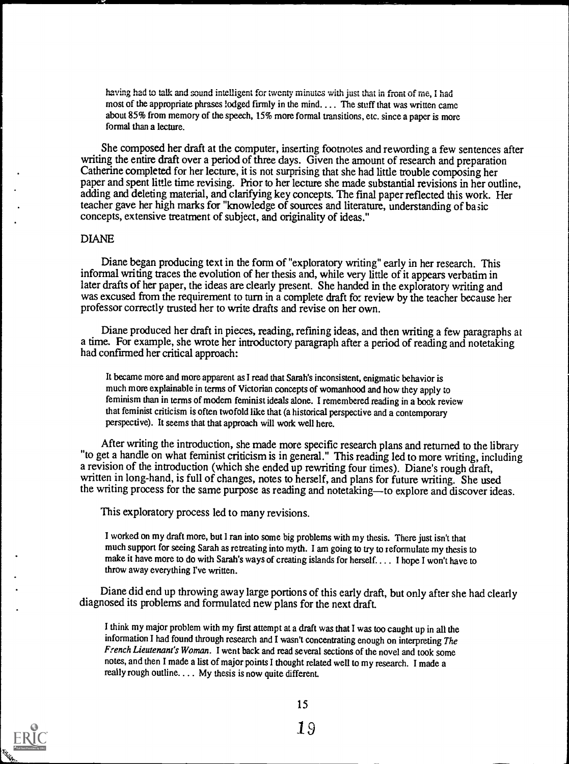having had to talk and sound intelligent for twenty minutes with just that in front of me, I had most of the appropriate phrases lodged firmly in the mind.... The stuff that was written came about 85% from memory of the speech, 15% more formal transitions, etc. since a paper is more formal than a lecture.

She composed her draft at the computer, inserting footnotes and rewording a few sentences after writing the entire draft over a period of three days. Given the amount of research and preparation Catherine completed for her lecture, it is not surprising that she had little trouble composing her paper and spent little time revising. Prior to her lecture she made substantial revisions in her outline, adding and deleting material, and clarifying key concepts. The final paper reflected this work. Her teacher gave her high marks for "knowledge of sources and literature, understanding of basic concepts, extensive treatment of subject, and originality of ideas."

DIANE

Diane began producing text in the form of "exploratory writing" early in her research. This informal writing traces the evolution of her thesis and, while very little of it appears verbatim in later drafts of her paper, the ideas are clearly present. She handed in the exploratory writing and was excused from the requirement to turn in a complete draft for review by the teacher because her professor correctly trusted her to write drafts and revise on her own.

Diane produced her draft in pieces, reading, refining ideas, and then writing a few paragraphs at a time. For example, she wrote her introductory paragraph after a period of reading and notetaking had confirmed her critical approach:

> It became more and more apparent as I read that Sarah's inconsistent, enigmatic behavior is much more explainable in terms of Victorian concepts of womanhood and how they apply to feminism than in terms of modern feminist ideals alone. I remembered reading in a book review that feminist criticism is often twofold like that (a historical perspective and a contemporary perspective). It seems that that approach will work well here.

After writing the introduction, she made more specific research plans and returned to the library "to get a handle on what feminist criticism is in general." This reading led to more writing, including a revision of the introduction (which she ended up rewriting four times). Diane's rough draft, written in long-hand, is full of changes, notes to herself, and plans for future writing. She used the writing process for the same purpose as reading and notetaking—to explore and discover ideas.

This exploratory process led to many revisions.

> I worked on my draft more, but I ran into some big problems with my thesis. There just isn't that much support for seeing Sarah as retreating into myth. I am going to try to reformulate my thesis to make it have more to do with Sarah's ways of creating islands for herself.... I hope I won't have to throw away everything I've written.

Diane did end up throwing away large portions of this early draft, but only after she had clearly diagnosed its problems and formulated new plans for the next draft.

> I think my major problem with my first attempt at a draft was that I was too caught up in all the information I had found through research and I wasn't concentrating enough on interpreting *The French Lieutenant's Woman*. I went back and read several sections of the novel and took some notes, and then I made a list of major points I thought related well to my research. I made a really rough outline.... My thesis is now quite different.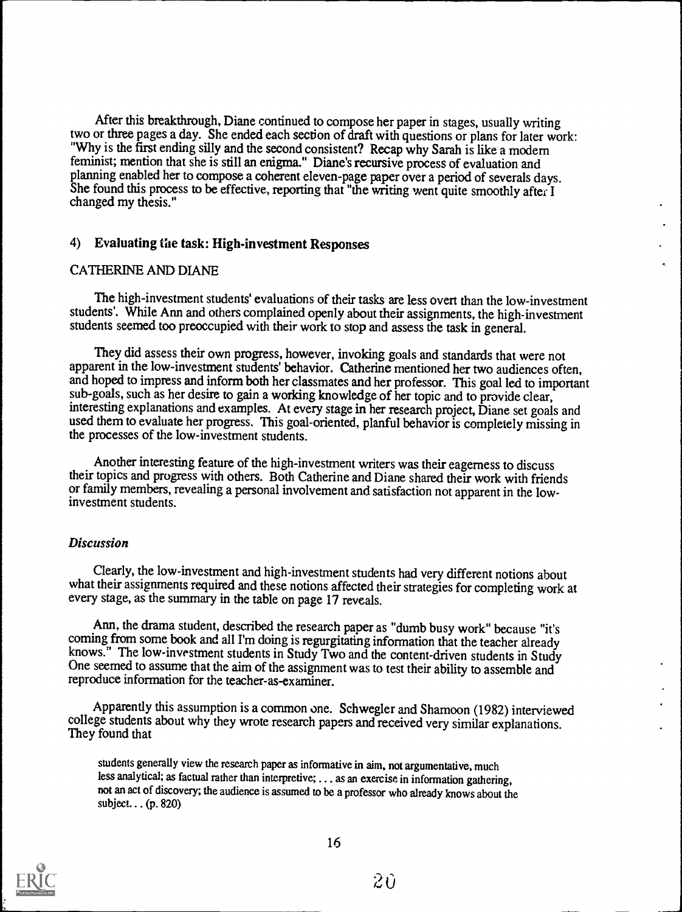After this breakthrough, Diane continued to compose her paper in stages, usually writing two or three pages a day. She ended each section of draft with questions or plans for later work: "Why is the first ending silly and the second consistent? Recap why Sarah is like a modern feminist; mention that she is still an enigma." Diane's recursive process of evaluation and planning enabled her to compose a coherent eleven-page paper over a period of severals days. She found this process to be effective, reporting that "the writing went quite smoothly after I changed my thesis."

### 4) Evaluating the task: High-investment Responses

CATHERINE AND DIANE

The high-investment students' evaluations of their tasks are less overt than the low-investment students'. While Ann and others complained openly about their assignments, the high-investment students seemed too preoccupied with their work to stop and assess the task in general.

They did assess their own progress, however, invoking goals and standards that were not apparent in the low-investment students' behavior. Catherine mentioned her two audiences often, and hoped to impress and inform both her classmates and her professor. This goal led to important sub-goals, such as her desire to gain a working knowledge of her topic and to provide clear, interesting explanations and examples. At every stage in her research project, Diane set goals and used them to evaluate her progress. This goal-oriented, planful behavior is completely missing in the processes of the low-investment students.

Another interesting feature of the high-investment writers was their eagerness to discuss their topics and progress with others. Both Catherine and Diane shared their work with friends or family members, revealing a personal involvement and satisfaction not apparent in the low-investment students.

### *Discussion*

Clearly, the low-investment and high-investment students had very different notions about what their assignments required and these notions affected their strategies for completing work at every stage, as the summary in the table on page 17 reveals.

Ann, the drama student, described the research paper as "dumb busy work" because "it's coming from some book and all I'm doing is regurgitating information that the teacher already knows." The low-investment students in Study Two and the content-driven students in Study One seemed to assume that the aim of the assignment was to test their ability to assemble and reproduce information for the teacher-as-examiner.

Apparently this assumption is a common one. Schwegler and Shamoon (1982) interviewed college students about why they wrote research papers and received very similar explanations. They found that

> students generally view the research paper as informative in aim, not argumentative, much less analytical; as factual rather than interpretive; . . . as an exercise in information gathering, not an act of discovery; the audience is assumed to be a professor who already knows about the subject. . . (p. 820)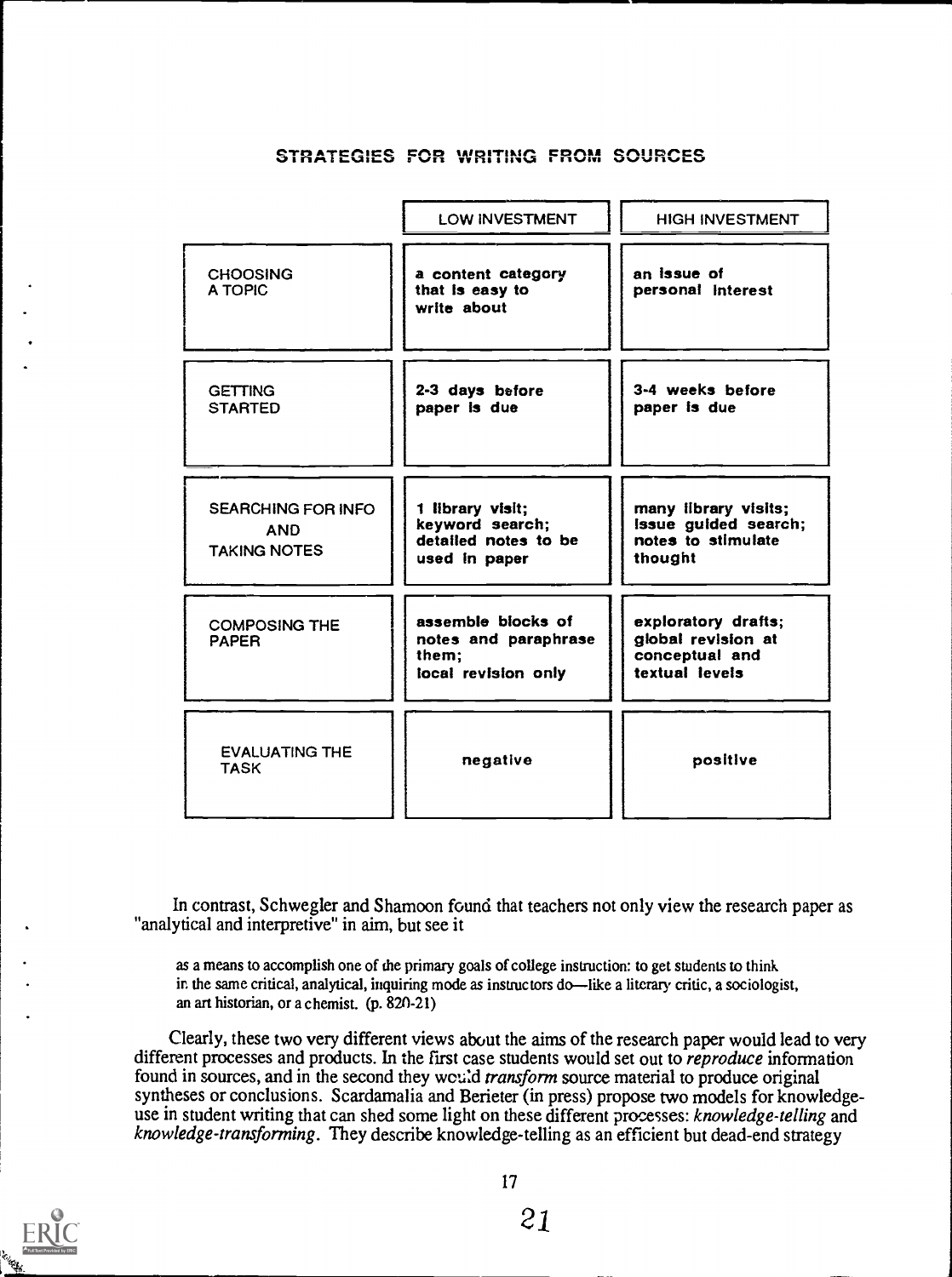## STRATEGIES FOR WRITING FROM SOURCES

| | LOW INVESTMENT | HIGH INVESTMENT |
|---|---|---|
| CHOOSING A TOPIC | a content category that is easy to write about | an issue of personal interest |
| GETTING STARTED | 2-3 days before paper is due | 3-4 weeks before paper is due |
| SEARCHING FOR INFO AND TAKING NOTES | 1 library visit; keyword search; detailed notes to be used in paper | many library visits; issue guided search; notes to stimulate thought |
| COMPOSING THE PAPER | assemble blocks of notes and paraphrase them; local revision only | exploratory drafts; global revision at conceptual and textual levels |
| EVALUATING THE TASK | negative | positive |

In contrast, Schwegler and Shamoon found that teachers not only view the research paper as "analytical and interpretive" in aim, but see it

> as a means to accomplish one of the primary goals of college instruction: to get students to think in the same critical, analytical, inquiring mode as instructors do—like a literary critic, a sociologist, an art historian, or a chemist. (p. 820-21)

Clearly, these two very different views about the aims of the research paper would lead to very different processes and products. In the first case students would set out to *reproduce* information found in sources, and in the second they would *transform* source material to produce original syntheses or conclusions. Scardamalia and Berieter (in press) propose two models for knowledge-use in student writing that can shed some light on these different processes: *knowledge-telling* and *knowledge-transforming*. They describe knowledge-telling as an efficient but dead-end strategy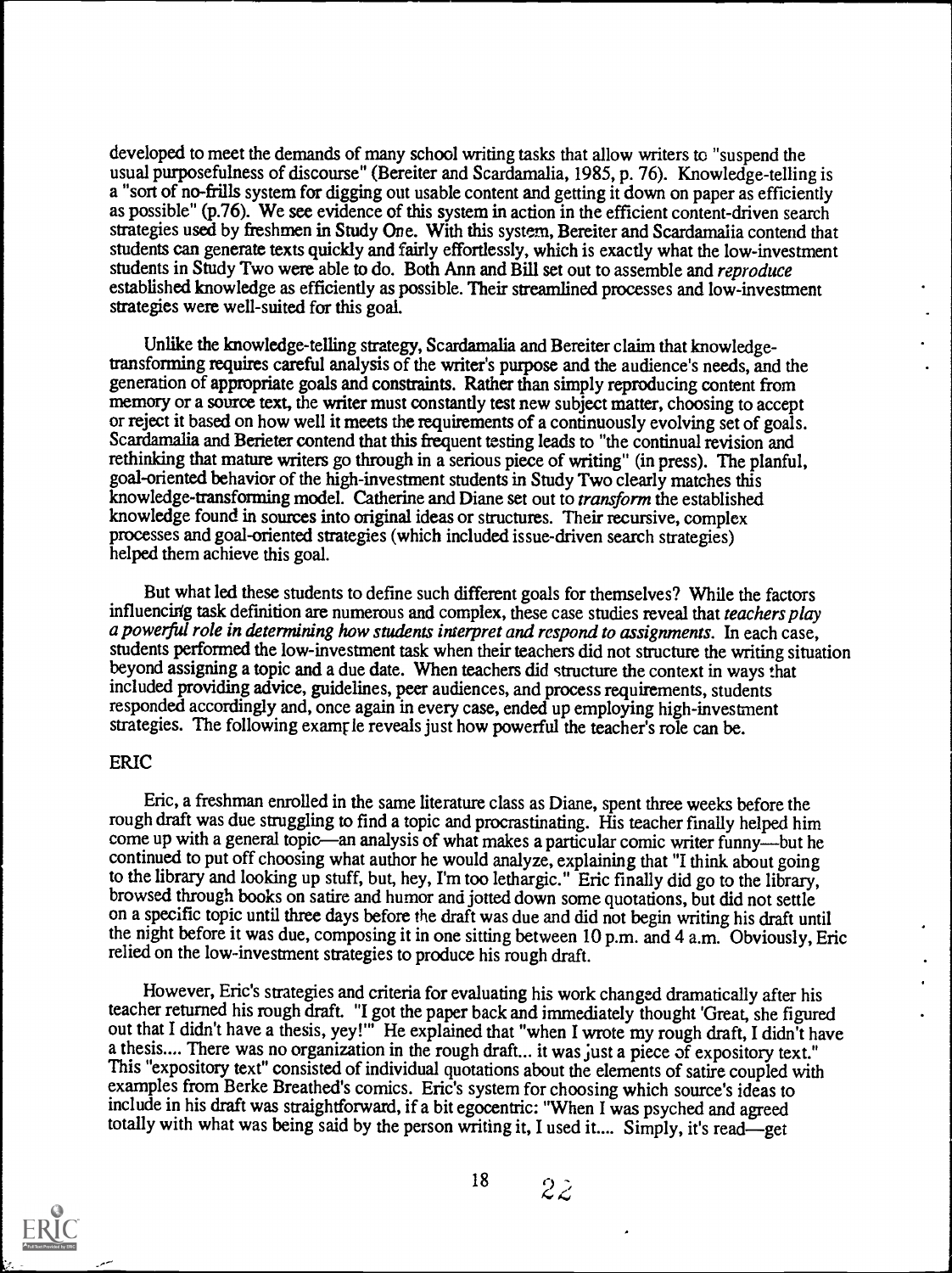developed to meet the demands of many school writing tasks that allow writers to "suspend the usual purposefulness of discourse" (Bereiter and Scardamalia, 1985, p. 76). Knowledge-telling is a "sort of no-frills system for digging out usable content and getting it down on paper as efficiently as possible" (p.76). We see evidence of this system in action in the efficient content-driven search strategies used by freshmen in Study One. With this system, Bereiter and Scardamalia contend that students can generate texts quickly and fairly effortlessly, which is exactly what the low-investment students in Study Two were able to do. Both Ann and Bill set out to assemble and *reproduce* established knowledge as efficiently as possible. Their streamlined processes and low-investment strategies were well-suited for this goal.

Unlike the knowledge-telling strategy, Scardamalia and Bereiter claim that knowledge-transforming requires careful analysis of the writer's purpose and the audience's needs, and the generation of appropriate goals and constraints. Rather than simply reproducing content from memory or a source text, the writer must constantly test new subject matter, choosing to accept or reject it based on how well it meets the requirements of a continuously evolving set of goals. Scardamalia and Berieter contend that this frequent testing leads to "the continual revision and rethinking that mature writers go through in a serious piece of writing" (in press). The planful, goal-oriented behavior of the high-investment students in Study Two clearly matches this knowledge-transforming model. Catherine and Diane set out to *transform* the established knowledge found in sources into original ideas or structures. Their recursive, complex processes and goal-oriented strategies (which included issue-driven search strategies) helped them achieve this goal.

But what led these students to define such different goals for themselves? While the factors influencing task definition are numerous and complex, these case studies reveal that *teachers play a powerful role in determining how students interpret and respond to assignments.* In each case, students performed the low-investment task when their teachers did not structure the writing situation beyond assigning a topic and a due date. When teachers did structure the context in ways that included providing advice, guidelines, peer audiences, and process requirements, students responded accordingly and, once again in every case, ended up employing high-investment strategies. The following example reveals just how powerful the teacher's role can be.

## ERIC

Eric, a freshman enrolled in the same literature class as Diane, spent three weeks before the rough draft was due struggling to find a topic and procrastinating. His teacher finally helped him come up with a general topic—an analysis of what makes a particular comic writer funny—but he continued to put off choosing what author he would analyze, explaining that "I think about going to the library and looking up stuff, but, hey, I'm too lethargic." Eric finally did go to the library, browsed through books on satire and humor and jotted down some quotations, but did not settle on a specific topic until three days before the draft was due and did not begin writing his draft until the night before it was due, composing it in one sitting between 10 p.m. and 4 a.m. Obviously, Eric relied on the low-investment strategies to produce his rough draft.

However, Eric's strategies and criteria for evaluating his work changed dramatically after his teacher returned his rough draft. "I got the paper back and immediately thought 'Great, she figured out that I didn't have a thesis, yey!'" He explained that "when I wrote my rough draft, I didn't have a thesis.... There was no organization in the rough draft... it was just a piece of expository text." This "expository text" consisted of individual quotations about the elements of satire coupled with examples from Berke Breathed's comics. Eric's system for choosing which source's ideas to include in his draft was straightforward, if a bit egocentric: "When I was psyched and agreed totally with what was being said by the person writing it, I used it.... Simply, it's read—get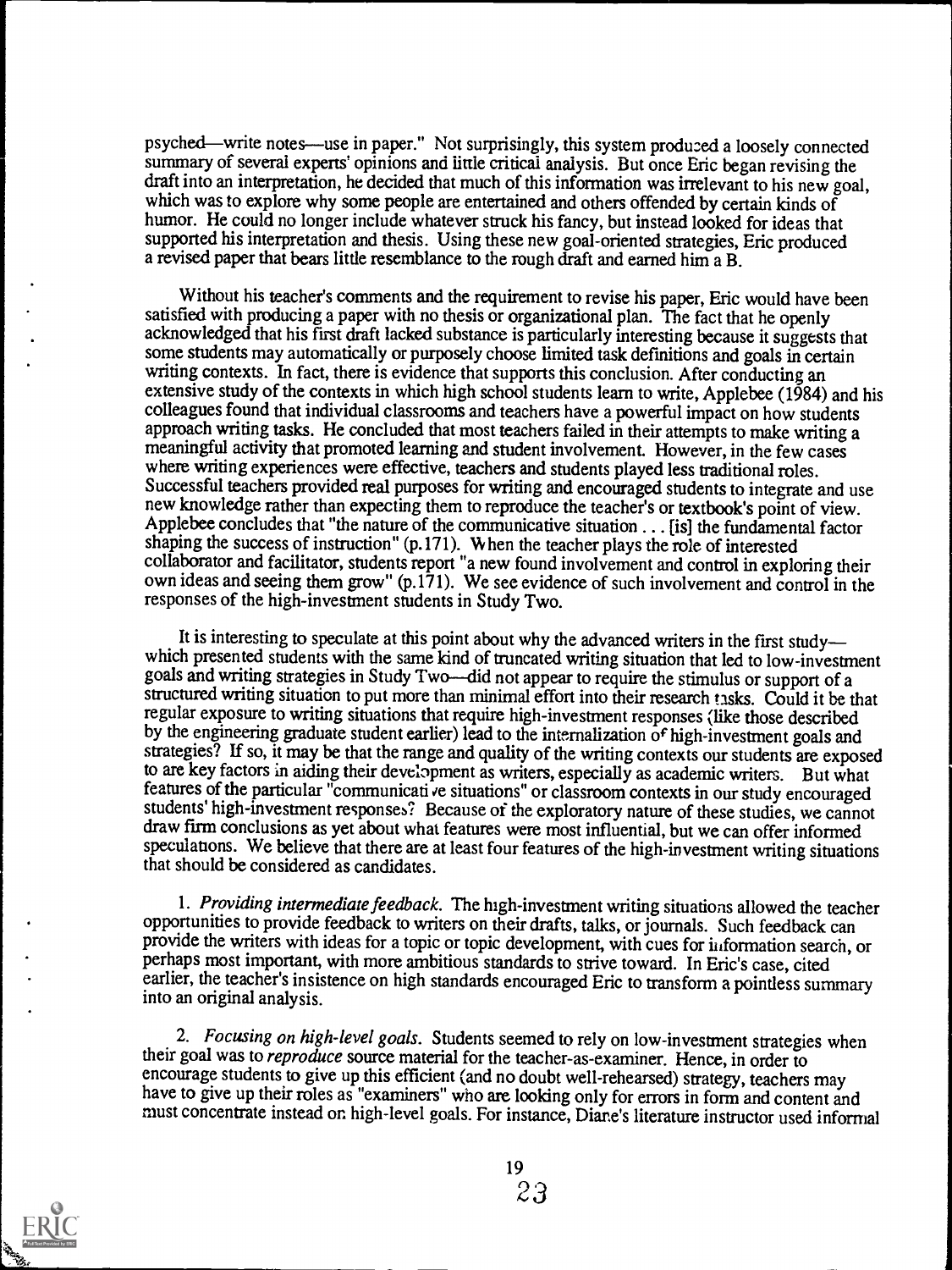psyched—write notes—use in paper." Not surprisingly, this system produced a loosely connected summary of several experts' opinions and little critical analysis. But once Eric began revising the draft into an interpretation, he decided that much of this information was irrelevant to his new goal, which was to explore why some people are entertained and others offended by certain kinds of humor. He could no longer include whatever struck his fancy, but instead looked for ideas that supported his interpretation and thesis. Using these new goal-oriented strategies, Eric produced a revised paper that bears little resemblance to the rough draft and earned him a B.

Without his teacher's comments and the requirement to revise his paper, Eric would have been satisfied with producing a paper with no thesis or organizational plan. The fact that he openly acknowledged that his first draft lacked substance is particularly interesting because it suggests that some students may automatically or purposely choose limited task definitions and goals in certain writing contexts. In fact, there is evidence that supports this conclusion. After conducting an extensive study of the contexts in which high school students learn to write, Applebee (1984) and his colleagues found that individual classrooms and teachers have a powerful impact on how students approach writing tasks. He concluded that most teachers failed in their attempts to make writing a meaningful activity that promoted learning and student involvement. However, in the few cases where writing experiences were effective, teachers and students played less traditional roles. Successful teachers provided real purposes for writing and encouraged students to integrate and use new knowledge rather than expecting them to reproduce the teacher's or textbook's point of view. Applebee concludes that "the nature of the communicative situation . . . [is] the fundamental factor shaping the success of instruction" (p.171). When the teacher plays the role of interested collaborator and facilitator, students report "a new found involvement and control in exploring their own ideas and seeing them grow" (p.171). We see evidence of such involvement and control in the responses of the high-investment students in Study Two.

It is interesting to speculate at this point about why the advanced writers in the first study—which presented students with the same kind of truncated writing situation that led to low-investment goals and writing strategies in Study Two—did not appear to require the stimulus or support of a structured writing situation to put more than minimal effort into their research tasks. Could it be that regular exposure to writing situations that require high-investment responses (like those described by the engineering graduate student earlier) lead to the internalization of high-investment goals and strategies? If so, it may be that the range and quality of the writing contexts our students are exposed to are key factors in aiding their development as writers, especially as academic writers. But what features of the particular "communicative situations" or classroom contexts in our study encouraged students' high-investment responses? Because of the exploratory nature of these studies, we cannot draw firm conclusions as yet about what features were most influential, but we can offer informed speculations. We believe that there are at least four features of the high-investment writing situations that should be considered as candidates.

1. *Providing intermediate feedback.* The high-investment writing situations allowed the teacher opportunities to provide feedback to writers on their drafts, talks, or journals. Such feedback can provide the writers with ideas for a topic or topic development, with cues for information search, or perhaps most important, with more ambitious standards to strive toward. In Eric's case, cited earlier, the teacher's insistence on high standards encouraged Eric to transform a pointless summary into an original analysis.

2. *Focusing on high-level goals.* Students seemed to rely on low-investment strategies when their goal was to *reproduce* source material for the teacher-as-examiner. Hence, in order to encourage students to give up this efficient (and no doubt well-rehearsed) strategy, teachers may have to give up their roles as "examiners" who are looking only for errors in form and content and must concentrate instead on high-level goals. For instance, Diane's literature instructor used informal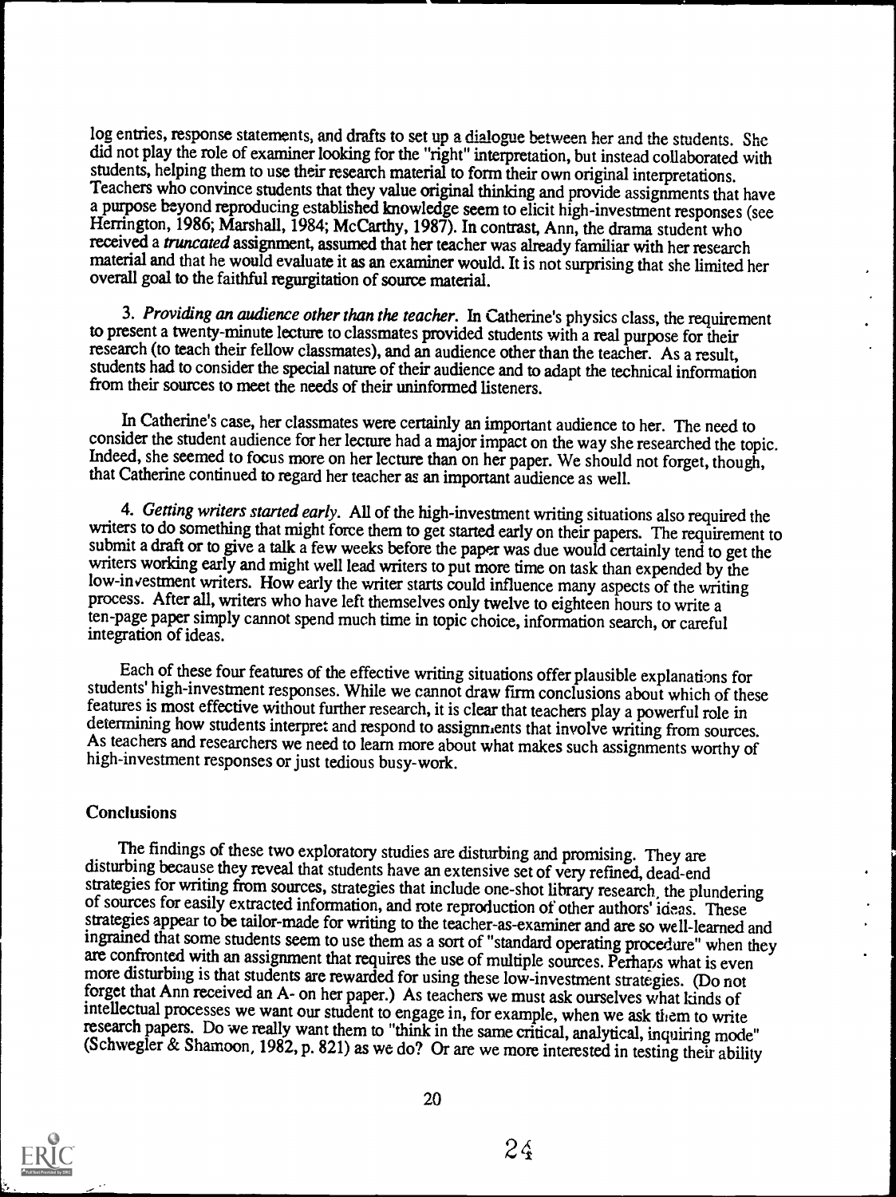log entries, response statements, and drafts to set up a dialogue between her and the students. She did not play the role of examiner looking for the "right" interpretation, but instead collaborated with students, helping them to use their research material to form their own original interpretations. Teachers who convince students that they value original thinking and provide assignments that have a purpose beyond reproducing established knowledge seem to elicit high-investment responses (see Herrington, 1986; Marshall, 1984; McCarthy, 1987). In contrast, Ann, the drama student who received a *truncated* assignment, assumed that her teacher was already familiar with her research material and that he would evaluate it as an examiner would. It is not surprising that she limited her overall goal to the faithful regurgitation of source material.

3. *Providing an audience other than the teacher.* In Catherine's physics class, the requirement to present a twenty-minute lecture to classmates provided students with a real purpose for their research (to teach their fellow classmates), and an audience other than the teacher. As a result, students had to consider the special nature of their audience and to adapt the technical information from their sources to meet the needs of their uninformed listeners.

In Catherine's case, her classmates were certainly an important audience to her. The need to consider the student audience for her lecture had a major impact on the way she researched the topic. Indeed, she seemed to focus more on her lecture than on her paper. We should not forget, though, that Catherine continued to regard her teacher as an important audience as well.

4. *Getting writers started early.* All of the high-investment writing situations also required the writers to do something that might force them to get started early on their papers. The requirement to submit a draft or to give a talk a few weeks before the paper was due would certainly tend to get the writers working early and might well lead writers to put more time on task than expended by the low-investment writers. How early the writer starts could influence many aspects of the writing process. After all, writers who have left themselves only twelve to eighteen hours to write a ten-page paper simply cannot spend much time in topic choice, information search, or careful integration of ideas.

Each of these four features of the effective writing situations offer plausible explanations for students' high-investment responses. While we cannot draw firm conclusions about which of these features is most effective without further research, it is clear that teachers play a powerful role in determining how students interpret and respond to assignments that involve writing from sources. As teachers and researchers we need to learn more about what makes such assignments worthy of high-investment responses or just tedious busy-work.

## Conclusions

The findings of these two exploratory studies are disturbing and promising. They are disturbing because they reveal that students have an extensive set of very refined, dead-end strategies for writing from sources, strategies that include one-shot library research, the plundering of sources for easily extracted information, and rote reproduction of other authors' ideas. These strategies appear to be tailor-made for writing to the teacher-as-examiner and are so well-learned and ingrained that some students seem to use them as a sort of "standard operating procedure" when they are confronted with an assignment that requires the use of multiple sources. Perhaps what is even more disturbing is that students are rewarded for using these low-investment strategies. (Do not forget that Ann received an A- on her paper.) As teachers we must ask ourselves what kinds of intellectual processes we want our student to engage in, for example, when we ask them to write research papers. Do we really want them to "think in the same critical, analytical, inquiring mode" (Schwegler & Shamoon, 1982, p. 821) as we do? Or are we more interested in testing their ability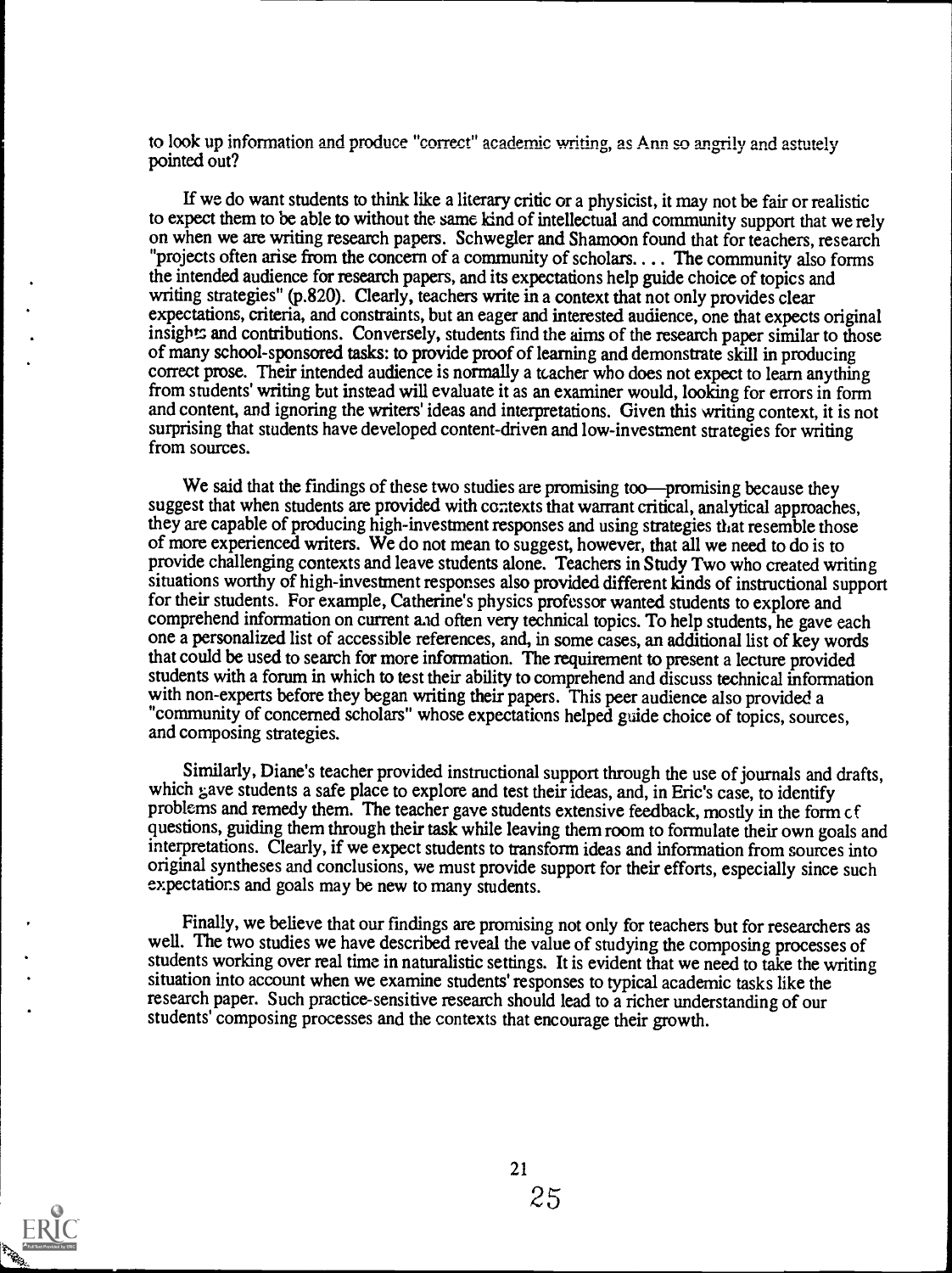to look up information and produce "correct" academic writing, as Ann so angrily and astutely pointed out?

If we do want students to think like a literary critic or a physicist, it may not be fair or realistic to expect them to be able to without the same kind of intellectual and community support that we rely on when we are writing research papers. Schwegler and Shamoon found that for teachers, research "projects often arise from the concern of a community of scholars. . . . The community also forms the intended audience for research papers, and its expectations help guide choice of topics and writing strategies" (p.820). Clearly, teachers write in a context that not only provides clear expectations, criteria, and constraints, but an eager and interested audience, one that expects original insights and contributions. Conversely, students find the aims of the research paper similar to those of many school-sponsored tasks: to provide proof of learning and demonstrate skill in producing correct prose. Their intended audience is normally a teacher who does not expect to learn anything from students' writing but instead will evaluate it as an examiner would, looking for errors in form and content, and ignoring the writers' ideas and interpretations. Given this writing context, it is not surprising that students have developed content-driven and low-investment strategies for writing from sources.

We said that the findings of these two studies are promising too—promising because they suggest that when students are provided with contexts that warrant critical, analytical approaches, they are capable of producing high-investment responses and using strategies that resemble those of more experienced writers. We do not mean to suggest, however, that all we need to do is to provide challenging contexts and leave students alone. Teachers in Study Two who created writing situations worthy of high-investment responses also provided different kinds of instructional support for their students. For example, Catherine's physics professor wanted students to explore and comprehend information on current and often very technical topics. To help students, he gave each one a personalized list of accessible references, and, in some cases, an additional list of key words that could be used to search for more information. The requirement to present a lecture provided students with a forum in which to test their ability to comprehend and discuss technical information with non-experts before they began writing their papers. This peer audience also provided a "community of concerned scholars" whose expectations helped guide choice of topics, sources, and composing strategies.

Similarly, Diane's teacher provided instructional support through the use of journals and drafts, which gave students a safe place to explore and test their ideas, and, in Eric's case, to identify problems and remedy them. The teacher gave students extensive feedback, mostly in the form of questions, guiding them through their task while leaving them room to formulate their own goals and interpretations. Clearly, if we expect students to transform ideas and information from sources into original syntheses and conclusions, we must provide support for their efforts, especially since such expectations and goals may be new to many students.

Finally, we believe that our findings are promising not only for teachers but for researchers as well. The two studies we have described reveal the value of studying the composing processes of students working over real time in naturalistic settings. It is evident that we need to take the writing situation into account when we examine students' responses to typical academic tasks like the research paper. Such practice-sensitive research should lead to a richer understanding of our students' composing processes and the contexts that encourage their growth.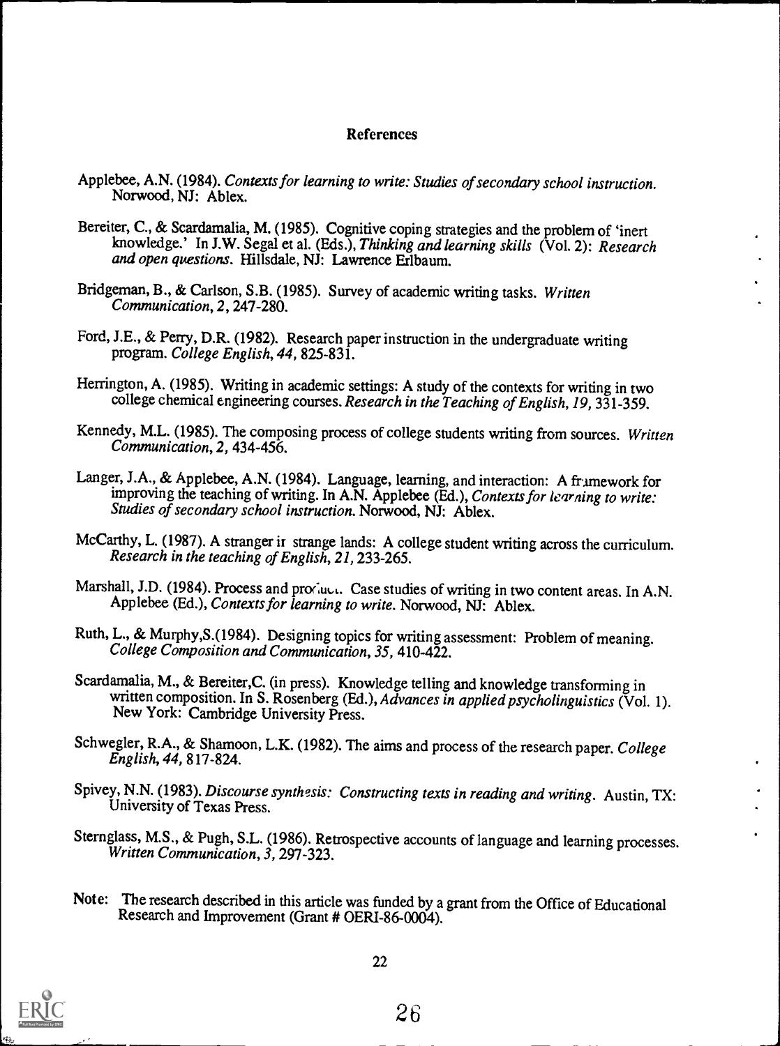# References

Applebee, A.N. (1984). *Contexts for learning to write: Studies of secondary school instruction.* Norwood, NJ: Ablex.

Bereiter, C., & Scardamalia, M. (1985). Cognitive coping strategies and the problem of 'inert knowledge.' In J.W. Segal et al. (Eds.), *Thinking and learning skills* (Vol. 2): *Research and open questions.* Hillsdale, NJ: Lawrence Erlbaum.

Bridgeman, B., & Carlson, S.B. (1985). Survey of academic writing tasks. *Written Communication, 2,* 247-280.

Ford, J.E., & Perry, D.R. (1982). Research paper instruction in the undergraduate writing program. *College English, 44,* 825-831.

Herrington, A. (1985). Writing in academic settings: A study of the contexts for writing in two college chemical engineering courses. *Research in the Teaching of English, 19,* 331-359.

Kennedy, M.L. (1985). The composing process of college students writing from sources. *Written Communication, 2,* 434-456.

Langer, J.A., & Applebee, A.N. (1984). Language, learning, and interaction: A framework for improving the teaching of writing. In A.N. Applebee (Ed.), *Contexts for learning to write: Studies of secondary school instruction.* Norwood, NJ: Ablex.

McCarthy, L. (1987). A stranger in strange lands: A college student writing across the curriculum. *Research in the teaching of English, 21,* 233-265.

Marshall, J.D. (1984). Process and product. Case studies of writing in two content areas. In A.N. Applebee (Ed.), *Contexts for learning to write.* Norwood, NJ: Ablex.

Ruth, L., & Murphy,S.(1984). Designing topics for writing assessment: Problem of meaning. *College Composition and Communication, 35,* 410-422.

Scardamalia, M., & Bereiter,C. (in press). Knowledge telling and knowledge transforming in written composition. In S. Rosenberg (Ed.), *Advances in applied psycholinguistics* (Vol. 1). New York: Cambridge University Press.

Schwegler, R.A., & Shamoon, L.K. (1982). The aims and process of the research paper. *College English, 44,* 817-824.

Spivey, N.N. (1983). *Discourse synthesis: Constructing texts in reading and writing.* Austin, TX: University of Texas Press.

Sternglass, M.S., & Pugh, S.L. (1986). Retrospective accounts of language and learning processes. *Written Communication, 3,* 297-323.

Note: The research described in this article was funded by a grant from the Office of Educational Research and Improvement (Grant # OERI-86-0004).